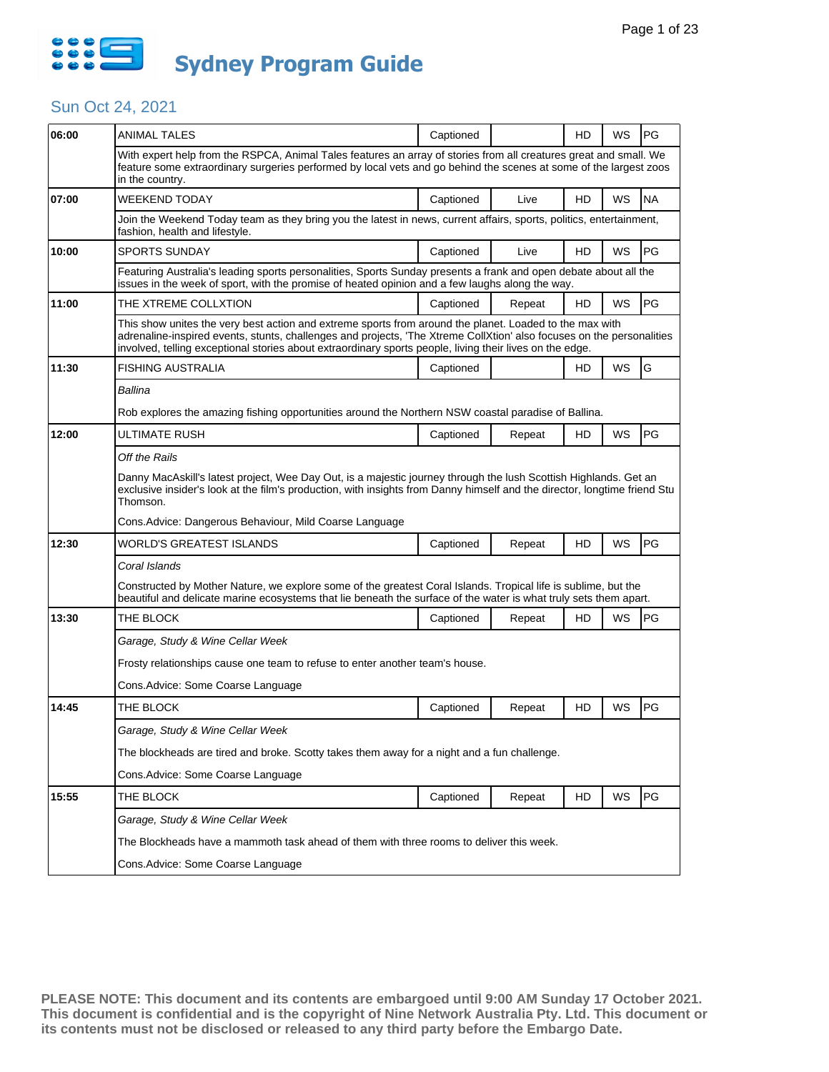# Sydney Program Guide

## Sun Oct 24, 2021

| Time | Program | Captioned | Status | HD | WS | Rating |
|---|---|---|---|---|---|---|
| 06:00 | ANIMAL TALES | Captioned | | HD | WS | PG |
| | With expert help from the RSPCA, Animal Tales features an array of stories from all creatures great and small. We feature some extraordinary surgeries performed by local vets and go behind the scenes at some of the largest zoos in the country. | | | | | |
| 07:00 | WEEKEND TODAY | Captioned | Live | HD | WS | NA |
| | Join the Weekend Today team as they bring you the latest in news, current affairs, sports, politics, entertainment, fashion, health and lifestyle. | | | | | |
| 10:00 | SPORTS SUNDAY | Captioned | Live | HD | WS | PG |
| | Featuring Australia's leading sports personalities, Sports Sunday presents a frank and open debate about all the issues in the week of sport, with the promise of heated opinion and a few laughs along the way. | | | | | |
| 11:00 | THE XTREME COLLXTION | Captioned | Repeat | HD | WS | PG |
| | This show unites the very best action and extreme sports from around the planet. Loaded to the max with adrenaline-inspired events, stunts, challenges and projects, 'The Xtreme CollXtion' also focuses on the personalities involved, telling exceptional stories about extraordinary sports people, living their lives on the edge. | | | | | |
| 11:30 | FISHING AUSTRALIA | Captioned | | HD | WS | G |
| | *Ballina*<br><br>Rob explores the amazing fishing opportunities around the Northern NSW coastal paradise of Ballina. | | | | | |
| 12:00 | ULTIMATE RUSH | Captioned | Repeat | HD | WS | PG |
| | *Off the Rails*<br><br>Danny MacAskill's latest project, Wee Day Out, is a majestic journey through the lush Scottish Highlands. Get an exclusive insider's look at the film's production, with insights from Danny himself and the director, longtime friend Stu Thomson.<br><br>Cons.Advice: Dangerous Behaviour, Mild Coarse Language | | | | | |
| 12:30 | WORLD'S GREATEST ISLANDS | Captioned | Repeat | HD | WS | PG |
| | *Coral Islands*<br><br>Constructed by Mother Nature, we explore some of the greatest Coral Islands. Tropical life is sublime, but the beautiful and delicate marine ecosystems that lie beneath the surface of the water is what truly sets them apart. | | | | | |
| 13:30 | THE BLOCK | Captioned | Repeat | HD | WS | PG |
| | *Garage, Study & Wine Cellar Week*<br><br>Frosty relationships cause one team to refuse to enter another team's house.<br><br>Cons.Advice: Some Coarse Language | | | | | |
| 14:45 | THE BLOCK | Captioned | Repeat | HD | WS | PG |
| | *Garage, Study & Wine Cellar Week*<br><br>The blockheads are tired and broke. Scotty takes them away for a night and a fun challenge.<br><br>Cons.Advice: Some Coarse Language | | | | | |
| 15:55 | THE BLOCK | Captioned | Repeat | HD | WS | PG |
| | *Garage, Study & Wine Cellar Week*<br><br>The Blockheads have a mammoth task ahead of them with three rooms to deliver this week.<br><br>Cons.Advice: Some Coarse Language | | | | | |

**PLEASE NOTE: This document and its contents are embargoed until 9:00 AM Sunday 17 October 2021. This document is confidential and is the copyright of Nine Network Australia Pty. Ltd. This document or its contents must not be disclosed or released to any third party before the Embargo Date.**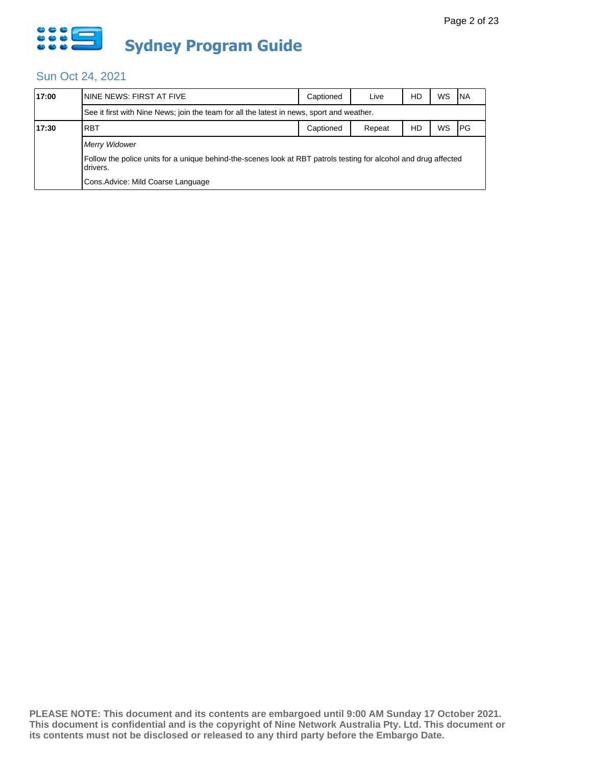# Sydney Program Guide

## Sun Oct 24, 2021

| Time | Program | Captioned | Live/Repeat | HD | WS | Rating |
|---|---|---|---|---|---|---|
| 17:00 | NINE NEWS: FIRST AT FIVE | Captioned | Live | HD | WS | NA |
| | See it first with Nine News; join the team for all the latest in news, sport and weather. | | | | | |
| 17:30 | RBT | Captioned | Repeat | HD | WS | PG |
| | *Merry Widower*<br>Follow the police units for a unique behind-the-scenes look at RBT patrols testing for alcohol and drug affected drivers.<br>Cons.Advice: Mild Coarse Language | | | | | |

**PLEASE NOTE: This document and its contents are embargoed until 9:00 AM Sunday 17 October 2021. This document is confidential and is the copyright of Nine Network Australia Pty. Ltd. This document or its contents must not be disclosed or released to any third party before the Embargo Date.**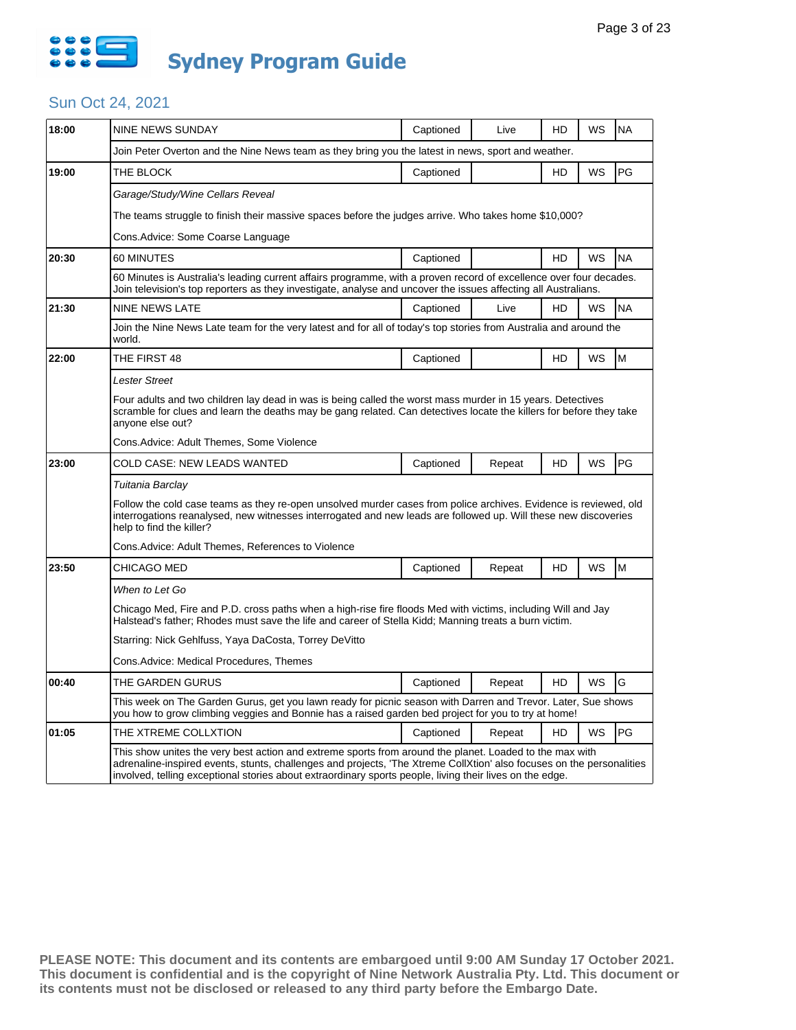# Sydney Program Guide

## Sun Oct 24, 2021

| Time | Program | Captioned | Live/Repeat | HD | WS | Rating |
|---|---|---|---|---|---|---|
| 18:00 | NINE NEWS SUNDAY | Captioned | Live | HD | WS | NA |
| | Join Peter Overton and the Nine News team as they bring you the latest in news, sport and weather. | | | | | |
| 19:00 | THE BLOCK | Captioned | | HD | WS | PG |
| | *Garage/Study/Wine Cellars Reveal*<br><br>The teams struggle to finish their massive spaces before the judges arrive. Who takes home $10,000?<br><br>Cons.Advice: Some Coarse Language | | | | | |
| 20:30 | 60 MINUTES | Captioned | | HD | WS | NA |
| | 60 Minutes is Australia's leading current affairs programme, with a proven record of excellence over four decades. Join television's top reporters as they investigate, analyse and uncover the issues affecting all Australians. | | | | | |
| 21:30 | NINE NEWS LATE | Captioned | Live | HD | WS | NA |
| | Join the Nine News Late team for the very latest and for all of today's top stories from Australia and around the world. | | | | | |
| 22:00 | THE FIRST 48 | Captioned | | HD | WS | M |
| | *Lester Street*<br><br>Four adults and two children lay dead in was is being called the worst mass murder in 15 years. Detectives scramble for clues and learn the deaths may be gang related. Can detectives locate the killers for before they take anyone else out?<br><br>Cons.Advice: Adult Themes, Some Violence | | | | | |
| 23:00 | COLD CASE: NEW LEADS WANTED | Captioned | Repeat | HD | WS | PG |
| | *Tuitania Barclay*<br><br>Follow the cold case teams as they re-open unsolved murder cases from police archives. Evidence is reviewed, old interrogations reanalysed, new witnesses interrogated and new leads are followed up. Will these new discoveries help to find the killer?<br><br>Cons.Advice: Adult Themes, References to Violence | | | | | |
| 23:50 | CHICAGO MED | Captioned | Repeat | HD | WS | M |
| | *When to Let Go*<br><br>Chicago Med, Fire and P.D. cross paths when a high-rise fire floods Med with victims, including Will and Jay Halstead's father; Rhodes must save the life and career of Stella Kidd; Manning treats a burn victim.<br><br>Starring: Nick Gehlfuss, Yaya DaCosta, Torrey DeVitto<br><br>Cons.Advice: Medical Procedures, Themes | | | | | |
| 00:40 | THE GARDEN GURUS | Captioned | Repeat | HD | WS | G |
| | This week on The Garden Gurus, get you lawn ready for picnic season with Darren and Trevor. Later, Sue shows you how to grow climbing veggies and Bonnie has a raised garden bed project for you to try at home! | | | | | |
| 01:05 | THE XTREME COLLXTION | Captioned | Repeat | HD | WS | PG |
| | This show unites the very best action and extreme sports from around the planet. Loaded to the max with adrenaline-inspired events, stunts, challenges and projects, 'The Xtreme CollXtion' also focuses on the personalities involved, telling exceptional stories about extraordinary sports people, living their lives on the edge. | | | | | |

**PLEASE NOTE: This document and its contents are embargoed until 9:00 AM Sunday 17 October 2021. This document is confidential and is the copyright of Nine Network Australia Pty. Ltd. This document or its contents must not be disclosed or released to any third party before the Embargo Date.**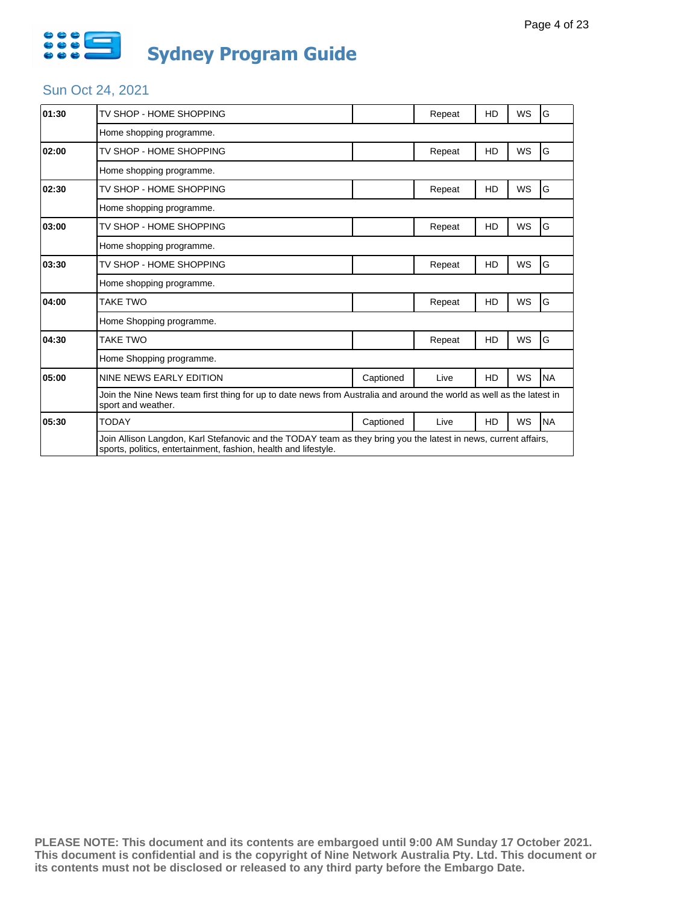# Sydney Program Guide

## Sun Oct 24, 2021

| Time | Program | Captioned | Status | HD | WS | Rating |
|---|---|---|---|---|---|---|
| 01:30 | TV SHOP - HOME SHOPPING | | Repeat | HD | WS | G |
| | Home shopping programme. | | | | | |
| 02:00 | TV SHOP - HOME SHOPPING | | Repeat | HD | WS | G |
| | Home shopping programme. | | | | | |
| 02:30 | TV SHOP - HOME SHOPPING | | Repeat | HD | WS | G |
| | Home shopping programme. | | | | | |
| 03:00 | TV SHOP - HOME SHOPPING | | Repeat | HD | WS | G |
| | Home shopping programme. | | | | | |
| 03:30 | TV SHOP - HOME SHOPPING | | Repeat | HD | WS | G |
| | Home shopping programme. | | | | | |
| 04:00 | TAKE TWO | | Repeat | HD | WS | G |
| | Home Shopping programme. | | | | | |
| 04:30 | TAKE TWO | | Repeat | HD | WS | G |
| | Home Shopping programme. | | | | | |
| 05:00 | NINE NEWS EARLY EDITION | Captioned | Live | HD | WS | NA |
| | Join the Nine News team first thing for up to date news from Australia and around the world as well as the latest in sport and weather. | | | | | |
| 05:30 | TODAY | Captioned | Live | HD | WS | NA |
| | Join Allison Langdon, Karl Stefanovic and the TODAY team as they bring you the latest in news, current affairs, sports, politics, entertainment, fashion, health and lifestyle. | | | | | |

**PLEASE NOTE: This document and its contents are embargoed until 9:00 AM Sunday 17 October 2021. This document is confidential and is the copyright of Nine Network Australia Pty. Ltd. This document or its contents must not be disclosed or released to any third party before the Embargo Date.**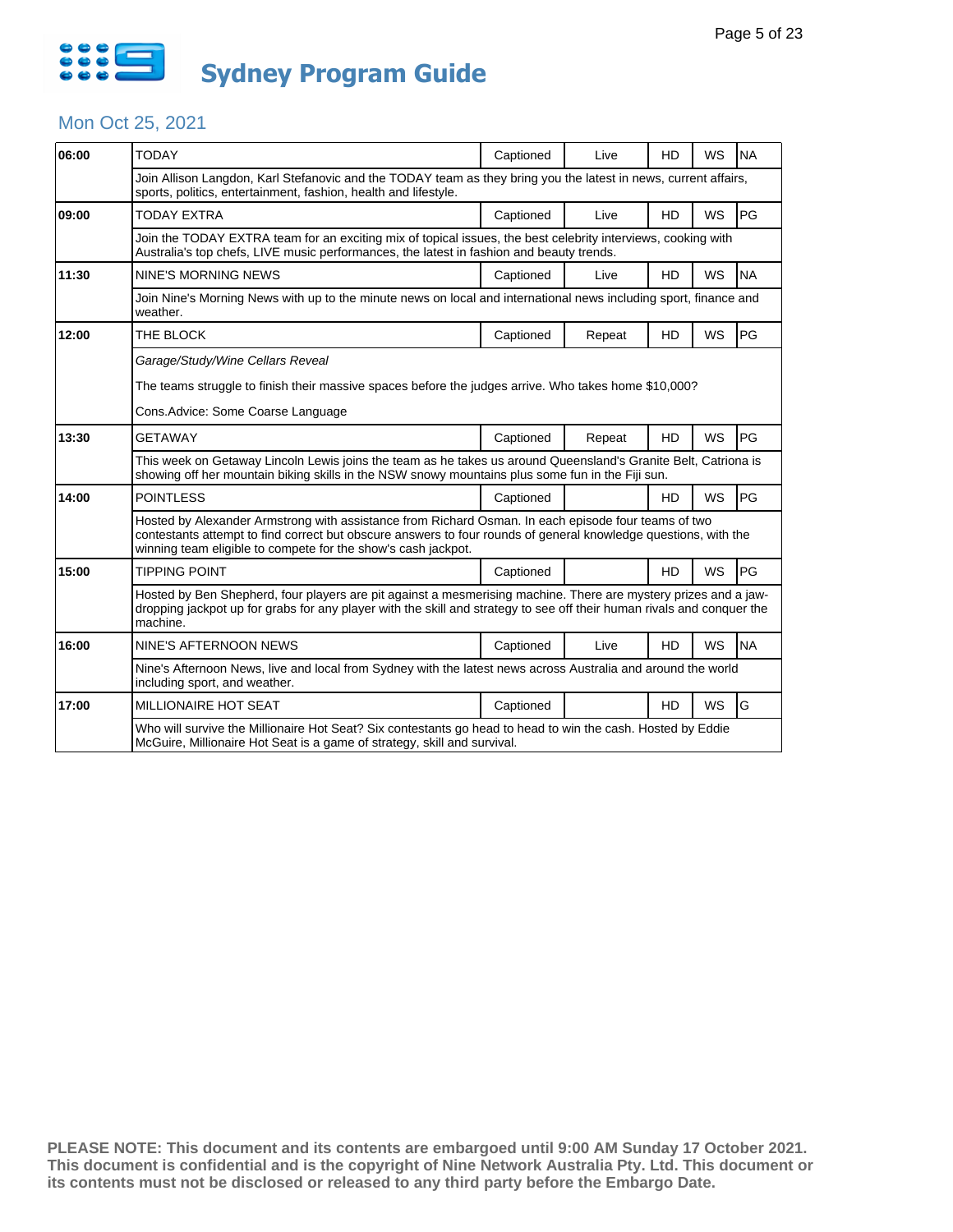# Sydney Program Guide

## Mon Oct 25, 2021

| Time | Program | Captioned | Live/Repeat | HD | WS | Rating |
|---|---|---|---|---|---|---|
| 06:00 | TODAY | Captioned | Live | HD | WS | NA |
| | Join Allison Langdon, Karl Stefanovic and the TODAY team as they bring you the latest in news, current affairs, sports, politics, entertainment, fashion, health and lifestyle. | | | | | |
| 09:00 | TODAY EXTRA | Captioned | Live | HD | WS | PG |
| | Join the TODAY EXTRA team for an exciting mix of topical issues, the best celebrity interviews, cooking with Australia's top chefs, LIVE music performances, the latest in fashion and beauty trends. | | | | | |
| 11:30 | NINE'S MORNING NEWS | Captioned | Live | HD | WS | NA |
| | Join Nine's Morning News with up to the minute news on local and international news including sport, finance and weather. | | | | | |
| 12:00 | THE BLOCK | Captioned | Repeat | HD | WS | PG |
| | *Garage/Study/Wine Cellars Reveal*<br><br>The teams struggle to finish their massive spaces before the judges arrive. Who takes home $10,000?<br><br>Cons.Advice: Some Coarse Language | | | | | |
| 13:30 | GETAWAY | Captioned | Repeat | HD | WS | PG |
| | This week on Getaway Lincoln Lewis joins the team as he takes us around Queensland's Granite Belt, Catriona is showing off her mountain biking skills in the NSW snowy mountains plus some fun in the Fiji sun. | | | | | |
| 14:00 | POINTLESS | Captioned | | HD | WS | PG |
| | Hosted by Alexander Armstrong with assistance from Richard Osman. In each episode four teams of two contestants attempt to find correct but obscure answers to four rounds of general knowledge questions, with the winning team eligible to compete for the show's cash jackpot. | | | | | |
| 15:00 | TIPPING POINT | Captioned | | HD | WS | PG |
| | Hosted by Ben Shepherd, four players are pit against a mesmerising machine. There are mystery prizes and a jaw-dropping jackpot up for grabs for any player with the skill and strategy to see off their human rivals and conquer the machine. | | | | | |
| 16:00 | NINE'S AFTERNOON NEWS | Captioned | Live | HD | WS | NA |
| | Nine's Afternoon News, live and local from Sydney with the latest news across Australia and around the world including sport, and weather. | | | | | |
| 17:00 | MILLIONAIRE HOT SEAT | Captioned | | HD | WS | G |
| | Who will survive the Millionaire Hot Seat? Six contestants go head to head to win the cash. Hosted by Eddie McGuire, Millionaire Hot Seat is a game of strategy, skill and survival. | | | | | |

**PLEASE NOTE: This document and its contents are embargoed until 9:00 AM Sunday 17 October 2021. This document is confidential and is the copyright of Nine Network Australia Pty. Ltd. This document or its contents must not be disclosed or released to any third party before the Embargo Date.**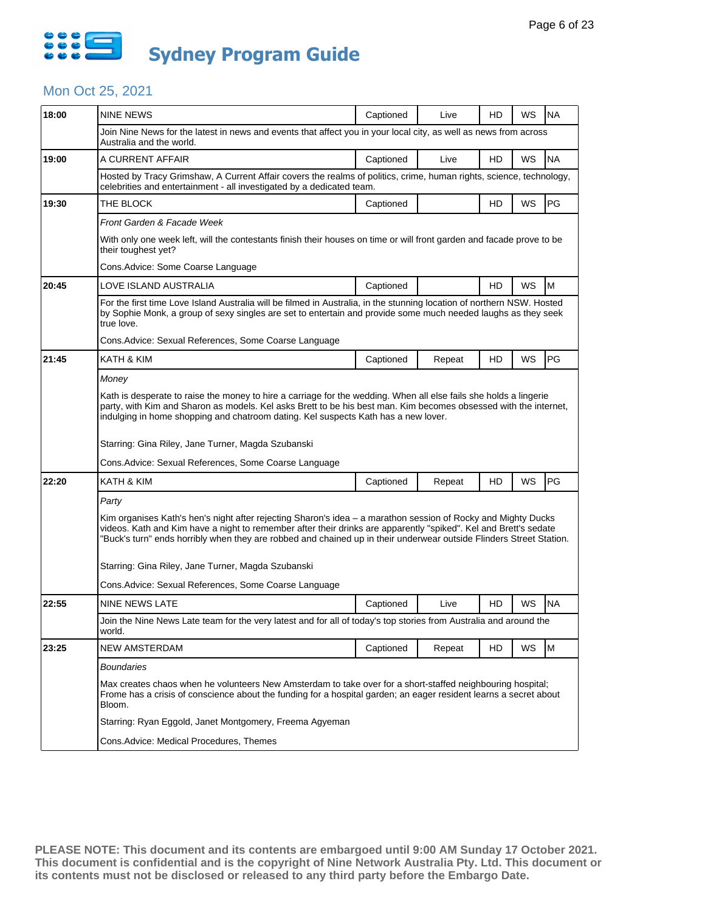# Sydney Program Guide

## Mon Oct 25, 2021

| Time | Program | Captioned | Status | HD | WS | Rating |
|---|---|---|---|---|---|---|
| 18:00 | NINE NEWS | Captioned | Live | HD | WS | NA |
| | Join Nine News for the latest in news and events that affect you in your local city, as well as news from across Australia and the world. | | | | | |
| 19:00 | A CURRENT AFFAIR | Captioned | Live | HD | WS | NA |
| | Hosted by Tracy Grimshaw, A Current Affair covers the realms of politics, crime, human rights, science, technology, celebrities and entertainment - all investigated by a dedicated team. | | | | | |
| 19:30 | THE BLOCK | Captioned | | HD | WS | PG |
| | *Front Garden & Facade Week* | | | | | |
| | With only one week left, will the contestants finish their houses on time or will front garden and facade prove to be their toughest yet? | | | | | |
| | Cons.Advice: Some Coarse Language | | | | | |
| 20:45 | LOVE ISLAND AUSTRALIA | Captioned | | HD | WS | M |
| | For the first time Love Island Australia will be filmed in Australia, in the stunning location of northern NSW. Hosted by Sophie Monk, a group of sexy singles are set to entertain and provide some much needed laughs as they seek true love. | | | | | |
| | Cons.Advice: Sexual References, Some Coarse Language | | | | | |
| 21:45 | KATH & KIM | Captioned | Repeat | HD | WS | PG |
| | *Money* | | | | | |
| | Kath is desperate to raise the money to hire a carriage for the wedding. When all else fails she holds a lingerie party, with Kim and Sharon as models. Kel asks Brett to be his best man. Kim becomes obsessed with the internet, indulging in home shopping and chatroom dating. Kel suspects Kath has a new lover. | | | | | |
| | Starring: Gina Riley, Jane Turner, Magda Szubanski | | | | | |
| | Cons.Advice: Sexual References, Some Coarse Language | | | | | |
| 22:20 | KATH & KIM | Captioned | Repeat | HD | WS | PG |
| | *Party* | | | | | |
| | Kim organises Kath's hen's night after rejecting Sharon's idea – a marathon session of Rocky and Mighty Ducks videos. Kath and Kim have a night to remember after their drinks are apparently "spiked". Kel and Brett's sedate "Buck's turn" ends horribly when they are robbed and chained up in their underwear outside Flinders Street Station. | | | | | |
| | Starring: Gina Riley, Jane Turner, Magda Szubanski | | | | | |
| | Cons.Advice: Sexual References, Some Coarse Language | | | | | |
| 22:55 | NINE NEWS LATE | Captioned | Live | HD | WS | NA |
| | Join the Nine News Late team for the very latest and for all of today's top stories from Australia and around the world. | | | | | |
| 23:25 | NEW AMSTERDAM | Captioned | Repeat | HD | WS | M |
| | *Boundaries* | | | | | |
| | Max creates chaos when he volunteers New Amsterdam to take over for a short-staffed neighbouring hospital; Frome has a crisis of conscience about the funding for a hospital garden; an eager resident learns a secret about Bloom. | | | | | |
| | Starring: Ryan Eggold, Janet Montgomery, Freema Agyeman | | | | | |
| | Cons.Advice: Medical Procedures, Themes | | | | | |

**PLEASE NOTE: This document and its contents are embargoed until 9:00 AM Sunday 17 October 2021. This document is confidential and is the copyright of Nine Network Australia Pty. Ltd. This document or its contents must not be disclosed or released to any third party before the Embargo Date.**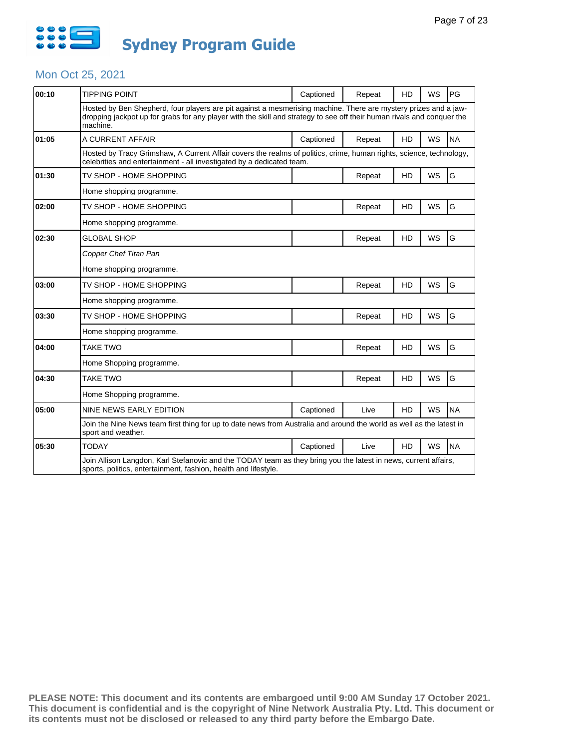# Sydney Program Guide

## Mon Oct 25, 2021

| Time | Program | Captioned | Status | HD | WS | Rating |
|---|---|---|---|---|---|---|
| 00:10 | TIPPING POINT | Captioned | Repeat | HD | WS | PG |
| | Hosted by Ben Shepherd, four players are pit against a mesmerising machine. There are mystery prizes and a jaw-dropping jackpot up for grabs for any player with the skill and strategy to see off their human rivals and conquer the machine. | | | | | |
| 01:05 | A CURRENT AFFAIR | Captioned | Repeat | HD | WS | NA |
| | Hosted by Tracy Grimshaw, A Current Affair covers the realms of politics, crime, human rights, science, technology, celebrities and entertainment - all investigated by a dedicated team. | | | | | |
| 01:30 | TV SHOP - HOME SHOPPING | | Repeat | HD | WS | G |
| | Home shopping programme. | | | | | |
| 02:00 | TV SHOP - HOME SHOPPING | | Repeat | HD | WS | G |
| | Home shopping programme. | | | | | |
| 02:30 | GLOBAL SHOP | | Repeat | HD | WS | G |
| | *Copper Chef Titan Pan* <br> Home shopping programme. | | | | | |
| 03:00 | TV SHOP - HOME SHOPPING | | Repeat | HD | WS | G |
| | Home shopping programme. | | | | | |
| 03:30 | TV SHOP - HOME SHOPPING | | Repeat | HD | WS | G |
| | Home shopping programme. | | | | | |
| 04:00 | TAKE TWO | | Repeat | HD | WS | G |
| | Home Shopping programme. | | | | | |
| 04:30 | TAKE TWO | | Repeat | HD | WS | G |
| | Home Shopping programme. | | | | | |
| 05:00 | NINE NEWS EARLY EDITION | Captioned | Live | HD | WS | NA |
| | Join the Nine News team first thing for up to date news from Australia and around the world as well as the latest in sport and weather. | | | | | |
| 05:30 | TODAY | Captioned | Live | HD | WS | NA |
| | Join Allison Langdon, Karl Stefanovic and the TODAY team as they bring you the latest in news, current affairs, sports, politics, entertainment, fashion, health and lifestyle. | | | | | |

**PLEASE NOTE: This document and its contents are embargoed until 9:00 AM Sunday 17 October 2021. This document is confidential and is the copyright of Nine Network Australia Pty. Ltd. This document or its contents must not be disclosed or released to any third party before the Embargo Date.**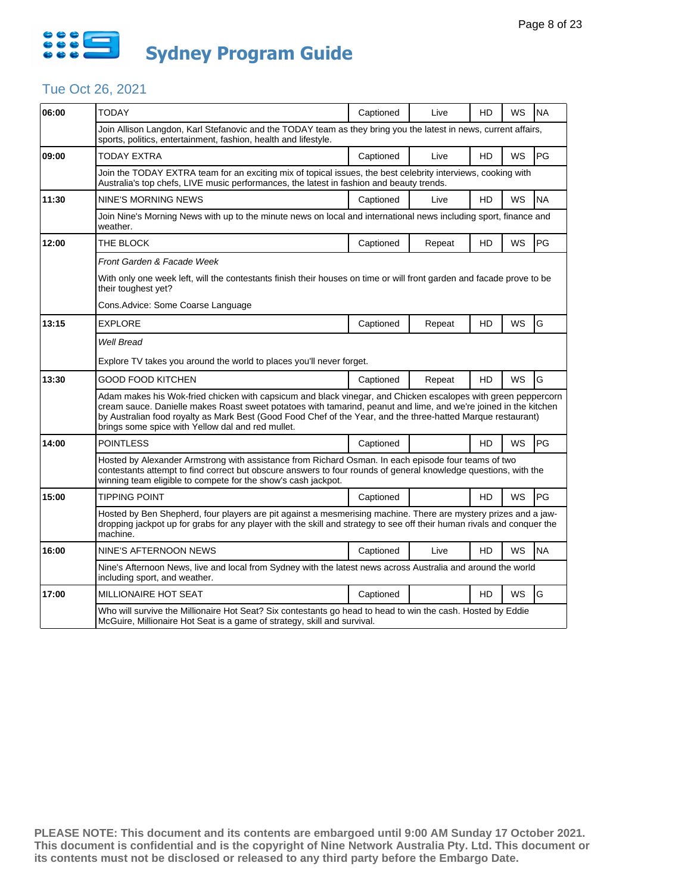# Sydney Program Guide

## Tue Oct 26, 2021

| Time | Program | Captioned | Status | HD | WS | Rating |
|---|---|---|---|---|---|---|
| 06:00 | TODAY | Captioned | Live | HD | WS | NA |
| | Join Allison Langdon, Karl Stefanovic and the TODAY team as they bring you the latest in news, current affairs, sports, politics, entertainment, fashion, health and lifestyle. | | | | | |
| 09:00 | TODAY EXTRA | Captioned | Live | HD | WS | PG |
| | Join the TODAY EXTRA team for an exciting mix of topical issues, the best celebrity interviews, cooking with Australia's top chefs, LIVE music performances, the latest in fashion and beauty trends. | | | | | |
| 11:30 | NINE'S MORNING NEWS | Captioned | Live | HD | WS | NA |
| | Join Nine's Morning News with up to the minute news on local and international news including sport, finance and weather. | | | | | |
| 12:00 | THE BLOCK | Captioned | Repeat | HD | WS | PG |
| | *Front Garden & Facade Week*<br><br>With only one week left, will the contestants finish their houses on time or will front garden and facade prove to be their toughest yet?<br><br>Cons.Advice: Some Coarse Language | | | | | |
| 13:15 | EXPLORE | Captioned | Repeat | HD | WS | G |
| | *Well Bread*<br><br>Explore TV takes you around the world to places you'll never forget. | | | | | |
| 13:30 | GOOD FOOD KITCHEN | Captioned | Repeat | HD | WS | G |
| | Adam makes his Wok-fried chicken with capsicum and black vinegar, and Chicken escalopes with green peppercorn cream sauce. Danielle makes Roast sweet potatoes with tamarind, peanut and lime, and we're joined in the kitchen by Australian food royalty as Mark Best (Good Food Chef of the Year, and the three-hatted Marque restaurant) brings some spice with Yellow dal and red mullet. | | | | | |
| 14:00 | POINTLESS | Captioned | | HD | WS | PG |
| | Hosted by Alexander Armstrong with assistance from Richard Osman. In each episode four teams of two contestants attempt to find correct but obscure answers to four rounds of general knowledge questions, with the winning team eligible to compete for the show's cash jackpot. | | | | | |
| 15:00 | TIPPING POINT | Captioned | | HD | WS | PG |
| | Hosted by Ben Shepherd, four players are pit against a mesmerising machine. There are mystery prizes and a jaw-dropping jackpot up for grabs for any player with the skill and strategy to see off their human rivals and conquer the machine. | | | | | |
| 16:00 | NINE'S AFTERNOON NEWS | Captioned | Live | HD | WS | NA |
| | Nine's Afternoon News, live and local from Sydney with the latest news across Australia and around the world including sport, and weather. | | | | | |
| 17:00 | MILLIONAIRE HOT SEAT | Captioned | | HD | WS | G |
| | Who will survive the Millionaire Hot Seat? Six contestants go head to head to win the cash. Hosted by Eddie McGuire, Millionaire Hot Seat is a game of strategy, skill and survival. | | | | | |

**PLEASE NOTE: This document and its contents are embargoed until 9:00 AM Sunday 17 October 2021. This document is confidential and is the copyright of Nine Network Australia Pty. Ltd. This document or its contents must not be disclosed or released to any third party before the Embargo Date.**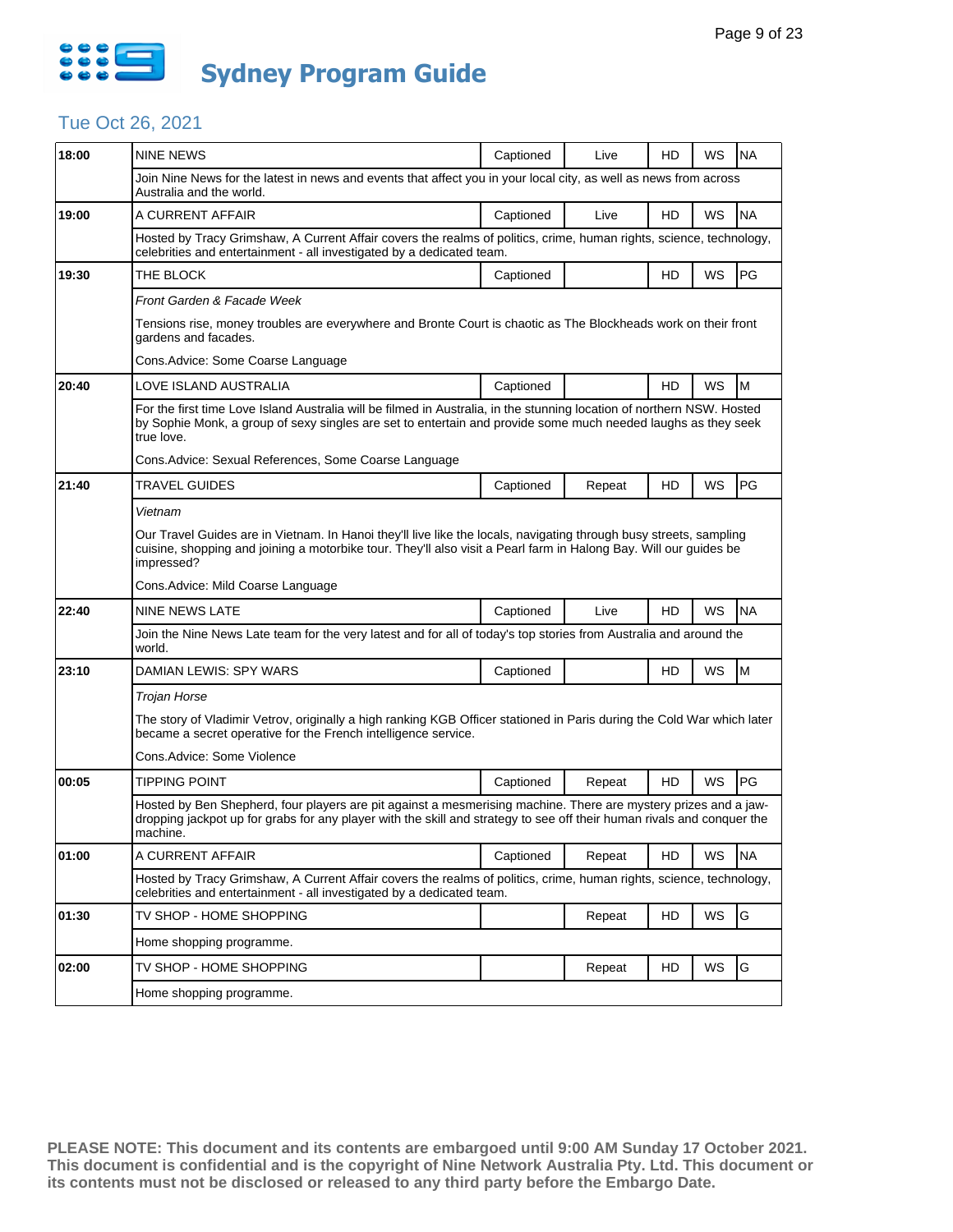# Sydney Program Guide

## Tue Oct 26, 2021

| Time | Program | Captioned | Status | HD | WS | Rating |
|---|---|---|---|---|---|---|
| 18:00 | NINE NEWS | Captioned | Live | HD | WS | NA |
| | Join Nine News for the latest in news and events that affect you in your local city, as well as news from across Australia and the world. | | | | | |
| 19:00 | A CURRENT AFFAIR | Captioned | Live | HD | WS | NA |
| | Hosted by Tracy Grimshaw, A Current Affair covers the realms of politics, crime, human rights, science, technology, celebrities and entertainment - all investigated by a dedicated team. | | | | | |
| 19:30 | THE BLOCK | Captioned | | HD | WS | PG |
| | *Front Garden & Facade Week*<br>Tensions rise, money troubles are everywhere and Bronte Court is chaotic as The Blockheads work on their front gardens and facades.<br>Cons.Advice: Some Coarse Language | | | | | |
| 20:40 | LOVE ISLAND AUSTRALIA | Captioned | | HD | WS | M |
| | For the first time Love Island Australia will be filmed in Australia, in the stunning location of northern NSW. Hosted by Sophie Monk, a group of sexy singles are set to entertain and provide some much needed laughs as they seek true love.<br>Cons.Advice: Sexual References, Some Coarse Language | | | | | |
| 21:40 | TRAVEL GUIDES | Captioned | Repeat | HD | WS | PG |
| | *Vietnam*<br>Our Travel Guides are in Vietnam. In Hanoi they'll live like the locals, navigating through busy streets, sampling cuisine, shopping and joining a motorbike tour. They'll also visit a Pearl farm in Halong Bay. Will our guides be impressed?<br>Cons.Advice: Mild Coarse Language | | | | | |
| 22:40 | NINE NEWS LATE | Captioned | Live | HD | WS | NA |
| | Join the Nine News Late team for the very latest and for all of today's top stories from Australia and around the world. | | | | | |
| 23:10 | DAMIAN LEWIS: SPY WARS | Captioned | | HD | WS | M |
| | *Trojan Horse*<br>The story of Vladimir Vetrov, originally a high ranking KGB Officer stationed in Paris during the Cold War which later became a secret operative for the French intelligence service.<br>Cons.Advice: Some Violence | | | | | |
| 00:05 | TIPPING POINT | Captioned | Repeat | HD | WS | PG |
| | Hosted by Ben Shepherd, four players are pit against a mesmerising machine. There are mystery prizes and a jaw-dropping jackpot up for grabs for any player with the skill and strategy to see off their human rivals and conquer the machine. | | | | | |
| 01:00 | A CURRENT AFFAIR | Captioned | Repeat | HD | WS | NA |
| | Hosted by Tracy Grimshaw, A Current Affair covers the realms of politics, crime, human rights, science, technology, celebrities and entertainment - all investigated by a dedicated team. | | | | | |
| 01:30 | TV SHOP - HOME SHOPPING | | Repeat | HD | WS | G |
| | Home shopping programme. | | | | | |
| 02:00 | TV SHOP - HOME SHOPPING | | Repeat | HD | WS | G |
| | Home shopping programme. | | | | | |

**PLEASE NOTE: This document and its contents are embargoed until 9:00 AM Sunday 17 October 2021. This document is confidential and is the copyright of Nine Network Australia Pty. Ltd. This document or its contents must not be disclosed or released to any third party before the Embargo Date.**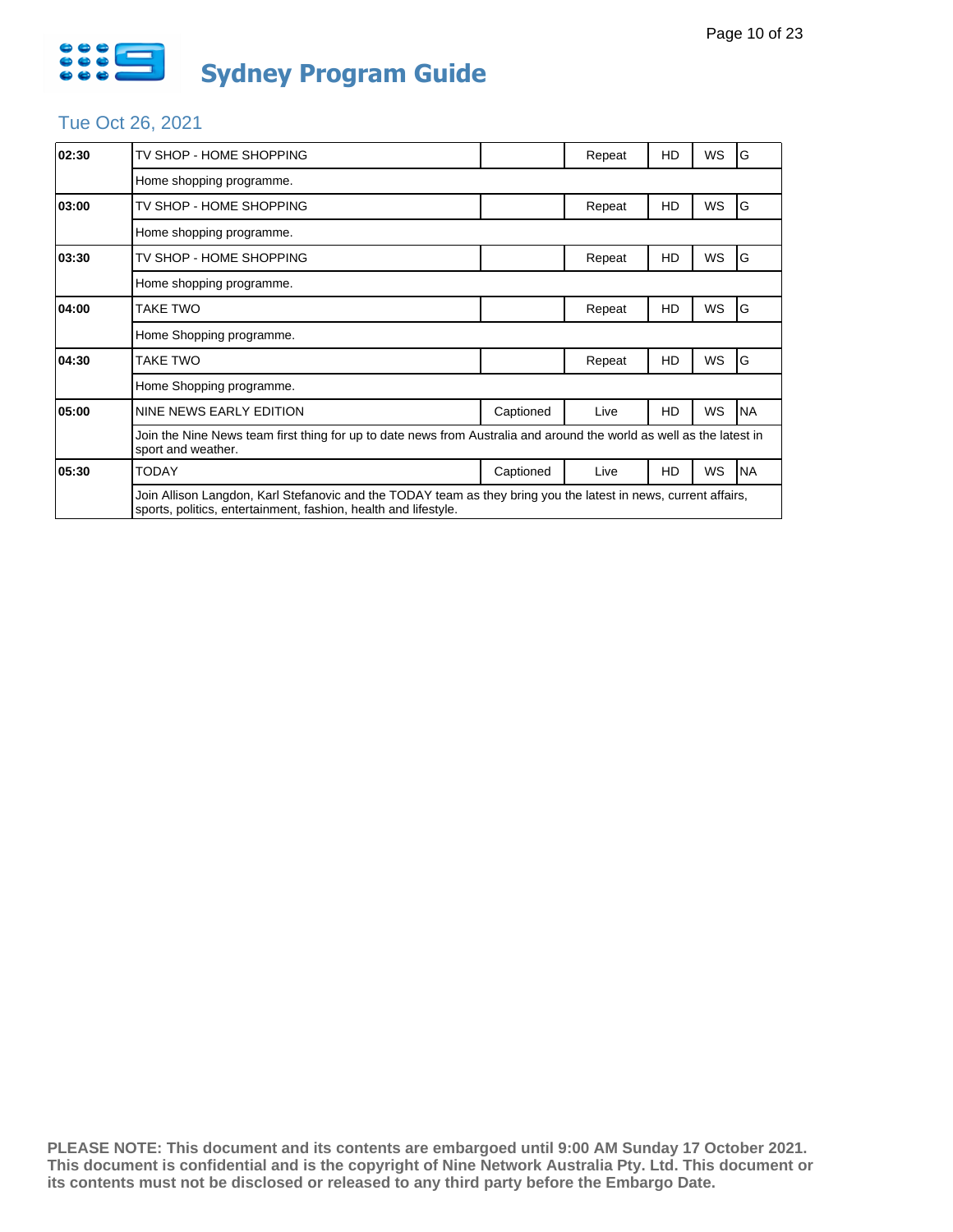# Sydney Program Guide

## Tue Oct 26, 2021

| Time | Program | Captioned | Status | HD | WS | Rating |
|---|---|---|---|---|---|---|
| 02:30 | TV SHOP - HOME SHOPPING | | Repeat | HD | WS | G |
| | Home shopping programme. | | | | | |
| 03:00 | TV SHOP - HOME SHOPPING | | Repeat | HD | WS | G |
| | Home shopping programme. | | | | | |
| 03:30 | TV SHOP - HOME SHOPPING | | Repeat | HD | WS | G |
| | Home shopping programme. | | | | | |
| 04:00 | TAKE TWO | | Repeat | HD | WS | G |
| | Home Shopping programme. | | | | | |
| 04:30 | TAKE TWO | | Repeat | HD | WS | G |
| | Home Shopping programme. | | | | | |
| 05:00 | NINE NEWS EARLY EDITION | Captioned | Live | HD | WS | NA |
| | Join the Nine News team first thing for up to date news from Australia and around the world as well as the latest in sport and weather. | | | | | |
| 05:30 | TODAY | Captioned | Live | HD | WS | NA |
| | Join Allison Langdon, Karl Stefanovic and the TODAY team as they bring you the latest in news, current affairs, sports, politics, entertainment, fashion, health and lifestyle. | | | | | |

**PLEASE NOTE: This document and its contents are embargoed until 9:00 AM Sunday 17 October 2021. This document is confidential and is the copyright of Nine Network Australia Pty. Ltd. This document or its contents must not be disclosed or released to any third party before the Embargo Date.**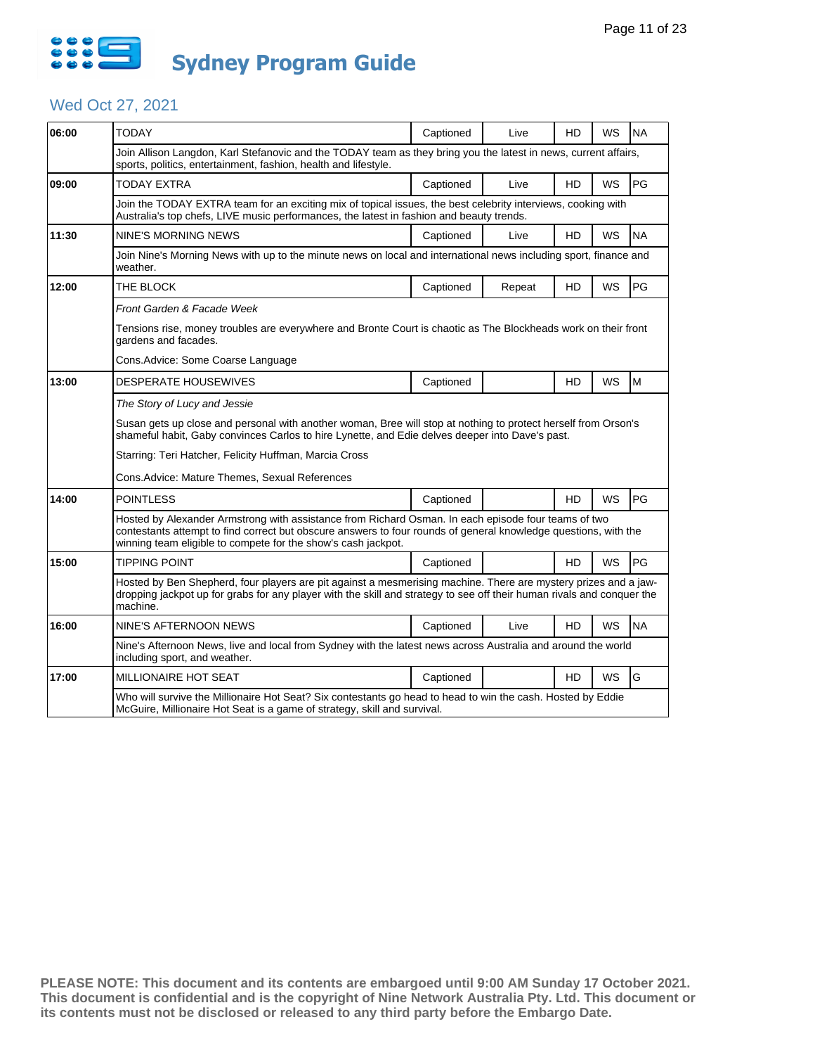# Sydney Program Guide

## Wed Oct 27, 2021

| Time | Program | Captioned | Live/Repeat | HD | WS | Rating |
|---|---|---|---|---|---|---|
| 06:00 | TODAY | Captioned | Live | HD | WS | NA |
| | Join Allison Langdon, Karl Stefanovic and the TODAY team as they bring you the latest in news, current affairs, sports, politics, entertainment, fashion, health and lifestyle. | | | | | |
| 09:00 | TODAY EXTRA | Captioned | Live | HD | WS | PG |
| | Join the TODAY EXTRA team for an exciting mix of topical issues, the best celebrity interviews, cooking with Australia's top chefs, LIVE music performances, the latest in fashion and beauty trends. | | | | | |
| 11:30 | NINE'S MORNING NEWS | Captioned | Live | HD | WS | NA |
| | Join Nine's Morning News with up to the minute news on local and international news including sport, finance and weather. | | | | | |
| 12:00 | THE BLOCK | Captioned | Repeat | HD | WS | PG |
| | *Front Garden & Facade Week*<br><br>Tensions rise, money troubles are everywhere and Bronte Court is chaotic as The Blockheads work on their front gardens and facades.<br><br>Cons.Advice: Some Coarse Language | | | | | |
| 13:00 | DESPERATE HOUSEWIVES | Captioned | | HD | WS | M |
| | *The Story of Lucy and Jessie*<br><br>Susan gets up close and personal with another woman, Bree will stop at nothing to protect herself from Orson's shameful habit, Gaby convinces Carlos to hire Lynette, and Edie delves deeper into Dave's past.<br><br>Starring: Teri Hatcher, Felicity Huffman, Marcia Cross<br><br>Cons.Advice: Mature Themes, Sexual References | | | | | |
| 14:00 | POINTLESS | Captioned | | HD | WS | PG |
| | Hosted by Alexander Armstrong with assistance from Richard Osman. In each episode four teams of two contestants attempt to find correct but obscure answers to four rounds of general knowledge questions, with the winning team eligible to compete for the show's cash jackpot. | | | | | |
| 15:00 | TIPPING POINT | Captioned | | HD | WS | PG |
| | Hosted by Ben Shepherd, four players are pit against a mesmerising machine. There are mystery prizes and a jaw-dropping jackpot up for grabs for any player with the skill and strategy to see off their human rivals and conquer the machine. | | | | | |
| 16:00 | NINE'S AFTERNOON NEWS | Captioned | Live | HD | WS | NA |
| | Nine's Afternoon News, live and local from Sydney with the latest news across Australia and around the world including sport, and weather. | | | | | |
| 17:00 | MILLIONAIRE HOT SEAT | Captioned | | HD | WS | G |
| | Who will survive the Millionaire Hot Seat? Six contestants go head to head to win the cash. Hosted by Eddie McGuire, Millionaire Hot Seat is a game of strategy, skill and survival. | | | | | |

**PLEASE NOTE: This document and its contents are embargoed until 9:00 AM Sunday 17 October 2021. This document is confidential and is the copyright of Nine Network Australia Pty. Ltd. This document or its contents must not be disclosed or released to any third party before the Embargo Date.**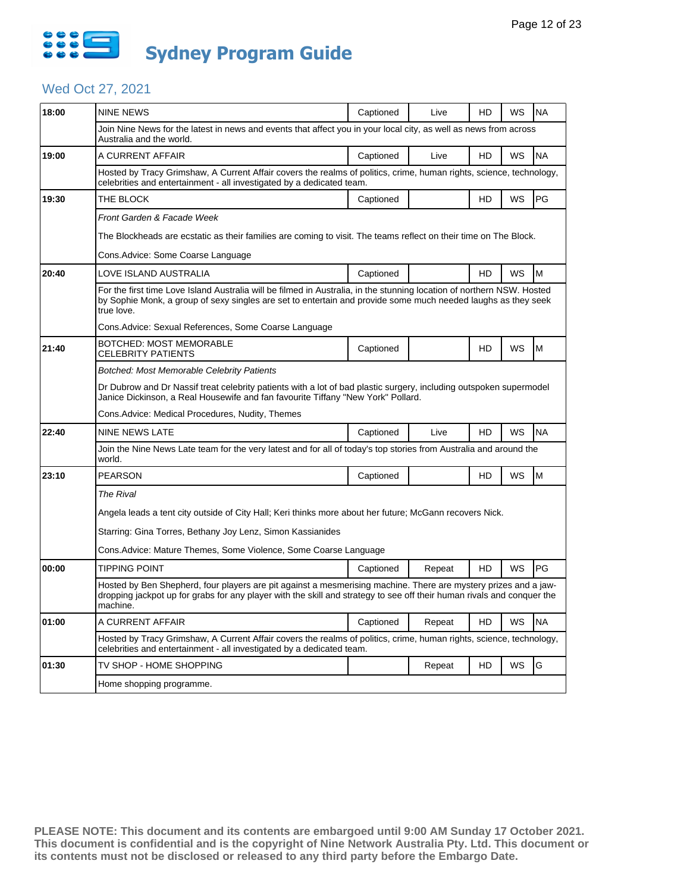# Sydney Program Guide

## Wed Oct 27, 2021

| Time | Program | Captioned | Live/Repeat | HD | WS | Rating |
|---|---|---|---|---|---|---|
| 18:00 | NINE NEWS | Captioned | Live | HD | WS | NA |
| | Join Nine News for the latest in news and events that affect you in your local city, as well as news from across Australia and the world. | | | | | |
| 19:00 | A CURRENT AFFAIR | Captioned | Live | HD | WS | NA |
| | Hosted by Tracy Grimshaw, A Current Affair covers the realms of politics, crime, human rights, science, technology, celebrities and entertainment - all investigated by a dedicated team. | | | | | |
| 19:30 | THE BLOCK | Captioned | | HD | WS | PG |
| | *Front Garden & Facade Week*<br><br>The Blockheads are ecstatic as their families are coming to visit. The teams reflect on their time on The Block.<br><br>Cons.Advice: Some Coarse Language | | | | | |
| 20:40 | LOVE ISLAND AUSTRALIA | Captioned | | HD | WS | M |
| | For the first time Love Island Australia will be filmed in Australia, in the stunning location of northern NSW. Hosted by Sophie Monk, a group of sexy singles are set to entertain and provide some much needed laughs as they seek true love.<br><br>Cons.Advice: Sexual References, Some Coarse Language | | | | | |
| 21:40 | BOTCHED: MOST MEMORABLE CELEBRITY PATIENTS | Captioned | | HD | WS | M |
| | *Botched: Most Memorable Celebrity Patients*<br><br>Dr Dubrow and Dr Nassif treat celebrity patients with a lot of bad plastic surgery, including outspoken supermodel Janice Dickinson, a Real Housewife and fan favourite Tiffany "New York" Pollard.<br><br>Cons.Advice: Medical Procedures, Nudity, Themes | | | | | |
| 22:40 | NINE NEWS LATE | Captioned | Live | HD | WS | NA |
| | Join the Nine News Late team for the very latest and for all of today's top stories from Australia and around the world. | | | | | |
| 23:10 | PEARSON | Captioned | | HD | WS | M |
| | *The Rival*<br><br>Angela leads a tent city outside of City Hall; Keri thinks more about her future; McGann recovers Nick.<br><br>Starring: Gina Torres, Bethany Joy Lenz, Simon Kassianides<br><br>Cons.Advice: Mature Themes, Some Violence, Some Coarse Language | | | | | |
| 00:00 | TIPPING POINT | Captioned | Repeat | HD | WS | PG |
| | Hosted by Ben Shepherd, four players are pit against a mesmerising machine. There are mystery prizes and a jaw-dropping jackpot up for grabs for any player with the skill and strategy to see off their human rivals and conquer the machine. | | | | | |
| 01:00 | A CURRENT AFFAIR | Captioned | Repeat | HD | WS | NA |
| | Hosted by Tracy Grimshaw, A Current Affair covers the realms of politics, crime, human rights, science, technology, celebrities and entertainment - all investigated by a dedicated team. | | | | | |
| 01:30 | TV SHOP - HOME SHOPPING | | Repeat | HD | WS | G |
| | Home shopping programme. | | | | | |

**PLEASE NOTE: This document and its contents are embargoed until 9:00 AM Sunday 17 October 2021. This document is confidential and is the copyright of Nine Network Australia Pty. Ltd. This document or its contents must not be disclosed or released to any third party before the Embargo Date.**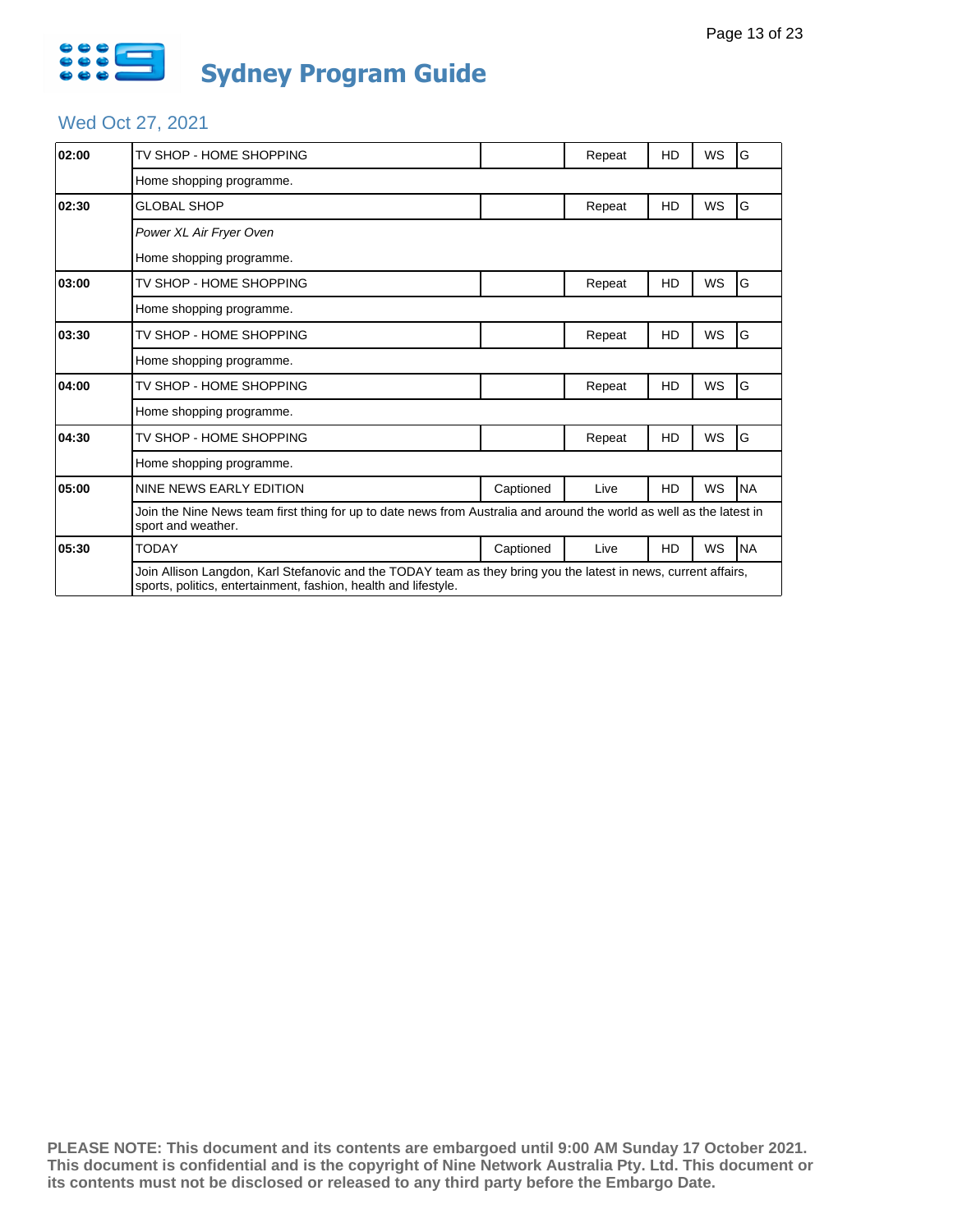# Sydney Program Guide

## Wed Oct 27, 2021

| Time | Program | Captioned | Status | HD | WS | Rating |
|---|---|---|---|---|---|---|
| 02:00 | TV SHOP - HOME SHOPPING | | Repeat | HD | WS | G |
| | Home shopping programme. | | | | | |
| 02:30 | GLOBAL SHOP | | Repeat | HD | WS | G |
| | *Power XL Air Fryer Oven* | | | | | |
| | Home shopping programme. | | | | | |
| 03:00 | TV SHOP - HOME SHOPPING | | Repeat | HD | WS | G |
| | Home shopping programme. | | | | | |
| 03:30 | TV SHOP - HOME SHOPPING | | Repeat | HD | WS | G |
| | Home shopping programme. | | | | | |
| 04:00 | TV SHOP - HOME SHOPPING | | Repeat | HD | WS | G |
| | Home shopping programme. | | | | | |
| 04:30 | TV SHOP - HOME SHOPPING | | Repeat | HD | WS | G |
| | Home shopping programme. | | | | | |
| 05:00 | NINE NEWS EARLY EDITION | Captioned | Live | HD | WS | NA |
| | Join the Nine News team first thing for up to date news from Australia and around the world as well as the latest in sport and weather. | | | | | |
| 05:30 | TODAY | Captioned | Live | HD | WS | NA |
| | Join Allison Langdon, Karl Stefanovic and the TODAY team as they bring you the latest in news, current affairs, sports, politics, entertainment, fashion, health and lifestyle. | | | | | |

**PLEASE NOTE: This document and its contents are embargoed until 9:00 AM Sunday 17 October 2021. This document is confidential and is the copyright of Nine Network Australia Pty. Ltd. This document or its contents must not be disclosed or released to any third party before the Embargo Date.**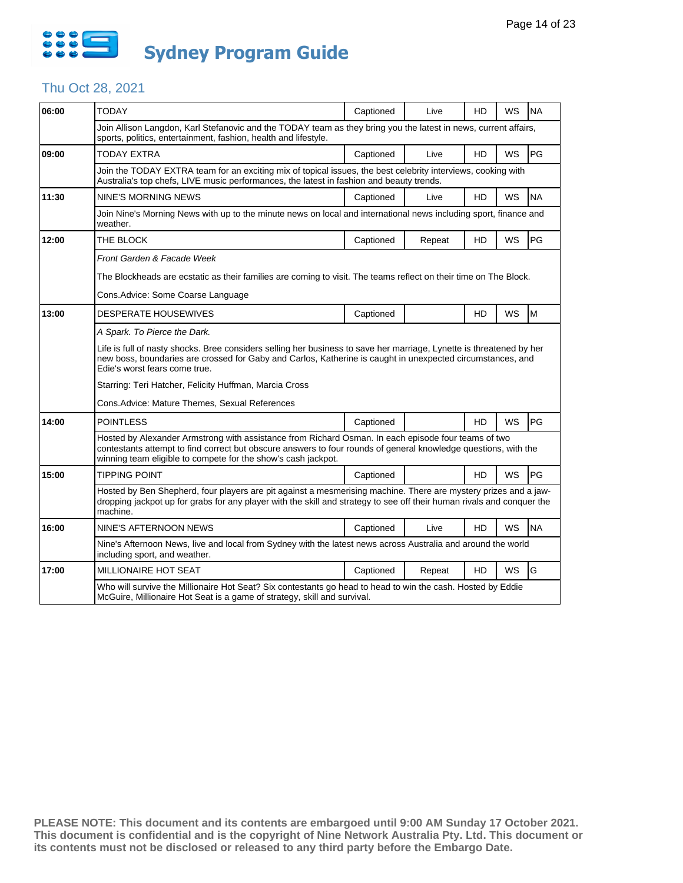# Sydney Program Guide

## Thu Oct 28, 2021

| Time | Program | Captioned | Live/Repeat | HD | WS | Rating |
|---|---|---|---|---|---|---|
| 06:00 | TODAY | Captioned | Live | HD | WS | NA |
| | Join Allison Langdon, Karl Stefanovic and the TODAY team as they bring you the latest in news, current affairs, sports, politics, entertainment, fashion, health and lifestyle. | | | | | |
| 09:00 | TODAY EXTRA | Captioned | Live | HD | WS | PG |
| | Join the TODAY EXTRA team for an exciting mix of topical issues, the best celebrity interviews, cooking with Australia's top chefs, LIVE music performances, the latest in fashion and beauty trends. | | | | | |
| 11:30 | NINE'S MORNING NEWS | Captioned | Live | HD | WS | NA |
| | Join Nine's Morning News with up to the minute news on local and international news including sport, finance and weather. | | | | | |
| 12:00 | THE BLOCK | Captioned | Repeat | HD | WS | PG |
| | *Front Garden & Facade Week*<br><br>The Blockheads are ecstatic as their families are coming to visit. The teams reflect on their time on The Block.<br><br>Cons.Advice: Some Coarse Language | | | | | |
| 13:00 | DESPERATE HOUSEWIVES | Captioned | | HD | WS | M |
| | *A Spark. To Pierce the Dark.*<br><br>Life is full of nasty shocks. Bree considers selling her business to save her marriage, Lynette is threatened by her new boss, boundaries are crossed for Gaby and Carlos, Katherine is caught in unexpected circumstances, and Edie's worst fears come true.<br><br>Starring: Teri Hatcher, Felicity Huffman, Marcia Cross<br><br>Cons.Advice: Mature Themes, Sexual References | | | | | |
| 14:00 | POINTLESS | Captioned | | HD | WS | PG |
| | Hosted by Alexander Armstrong with assistance from Richard Osman. In each episode four teams of two contestants attempt to find correct but obscure answers to four rounds of general knowledge questions, with the winning team eligible to compete for the show's cash jackpot. | | | | | |
| 15:00 | TIPPING POINT | Captioned | | HD | WS | PG |
| | Hosted by Ben Shepherd, four players are pit against a mesmerising machine. There are mystery prizes and a jaw-dropping jackpot up for grabs for any player with the skill and strategy to see off their human rivals and conquer the machine. | | | | | |
| 16:00 | NINE'S AFTERNOON NEWS | Captioned | Live | HD | WS | NA |
| | Nine's Afternoon News, live and local from Sydney with the latest news across Australia and around the world including sport, and weather. | | | | | |
| 17:00 | MILLIONAIRE HOT SEAT | Captioned | Repeat | HD | WS | G |
| | Who will survive the Millionaire Hot Seat? Six contestants go head to head to win the cash. Hosted by Eddie McGuire, Millionaire Hot Seat is a game of strategy, skill and survival. | | | | | |

**PLEASE NOTE: This document and its contents are embargoed until 9:00 AM Sunday 17 October 2021. This document is confidential and is the copyright of Nine Network Australia Pty. Ltd. This document or its contents must not be disclosed or released to any third party before the Embargo Date.**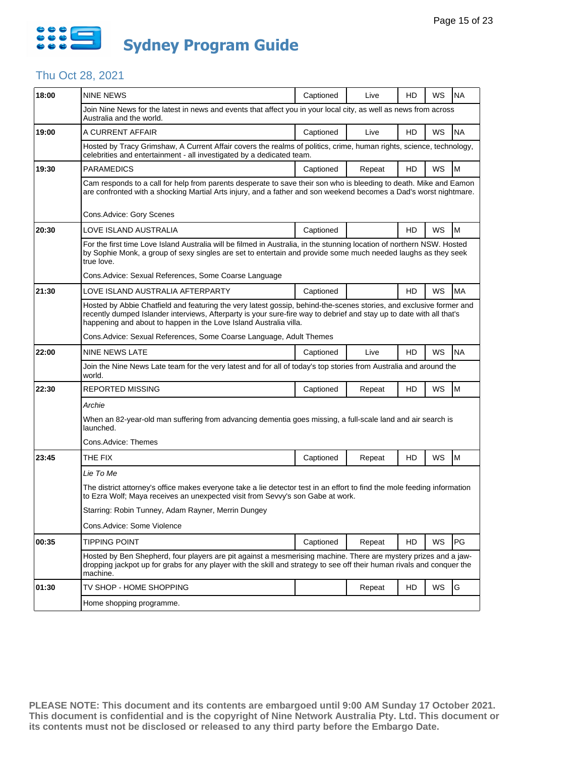# Sydney Program Guide

## Thu Oct 28, 2021

| Time | Program | Captioned | Status | HD | WS | Rating |
|---|---|---|---|---|---|---|
| 18:00 | NINE NEWS | Captioned | Live | HD | WS | NA |
| | Join Nine News for the latest in news and events that affect you in your local city, as well as news from across Australia and the world. | | | | | |
| 19:00 | A CURRENT AFFAIR | Captioned | Live | HD | WS | NA |
| | Hosted by Tracy Grimshaw, A Current Affair covers the realms of politics, crime, human rights, science, technology, celebrities and entertainment - all investigated by a dedicated team. | | | | | |
| 19:30 | PARAMEDICS | Captioned | Repeat | HD | WS | M |
| | Cam responds to a call for help from parents desperate to save their son who is bleeding to death. Mike and Eamon are confronted with a shocking Martial Arts injury, and a father and son weekend becomes a Dad's worst nightmare.<br><br>Cons.Advice: Gory Scenes | | | | | |
| 20:30 | LOVE ISLAND AUSTRALIA | Captioned | | HD | WS | M |
| | For the first time Love Island Australia will be filmed in Australia, in the stunning location of northern NSW. Hosted by Sophie Monk, a group of sexy singles are set to entertain and provide some much needed laughs as they seek true love.<br><br>Cons.Advice: Sexual References, Some Coarse Language | | | | | |
| 21:30 | LOVE ISLAND AUSTRALIA AFTERPARTY | Captioned | | HD | WS | MA |
| | Hosted by Abbie Chatfield and featuring the very latest gossip, behind-the-scenes stories, and exclusive former and recently dumped Islander interviews, Afterparty is your sure-fire way to debrief and stay up to date with all that's happening and about to happen in the Love Island Australia villa.<br><br>Cons.Advice: Sexual References, Some Coarse Language, Adult Themes | | | | | |
| 22:00 | NINE NEWS LATE | Captioned | Live | HD | WS | NA |
| | Join the Nine News Late team for the very latest and for all of today's top stories from Australia and around the world. | | | | | |
| 22:30 | REPORTED MISSING | Captioned | Repeat | HD | WS | M |
| | *Archie*<br><br>When an 82-year-old man suffering from advancing dementia goes missing, a full-scale land and air search is launched.<br><br>Cons.Advice: Themes | | | | | |
| 23:45 | THE FIX | Captioned | Repeat | HD | WS | M |
| | *Lie To Me*<br><br>The district attorney's office makes everyone take a lie detector test in an effort to find the mole feeding information to Ezra Wolf; Maya receives an unexpected visit from Sevvy's son Gabe at work.<br><br>Starring: Robin Tunney, Adam Rayner, Merrin Dungey<br><br>Cons.Advice: Some Violence | | | | | |
| 00:35 | TIPPING POINT | Captioned | Repeat | HD | WS | PG |
| | Hosted by Ben Shepherd, four players are pit against a mesmerising machine. There are mystery prizes and a jaw-dropping jackpot up for grabs for any player with the skill and strategy to see off their human rivals and conquer the machine. | | | | | |
| 01:30 | TV SHOP - HOME SHOPPING | | Repeat | HD | WS | G |
| | Home shopping programme. | | | | | |

**PLEASE NOTE: This document and its contents are embargoed until 9:00 AM Sunday 17 October 2021. This document is confidential and is the copyright of Nine Network Australia Pty. Ltd. This document or its contents must not be disclosed or released to any third party before the Embargo Date.**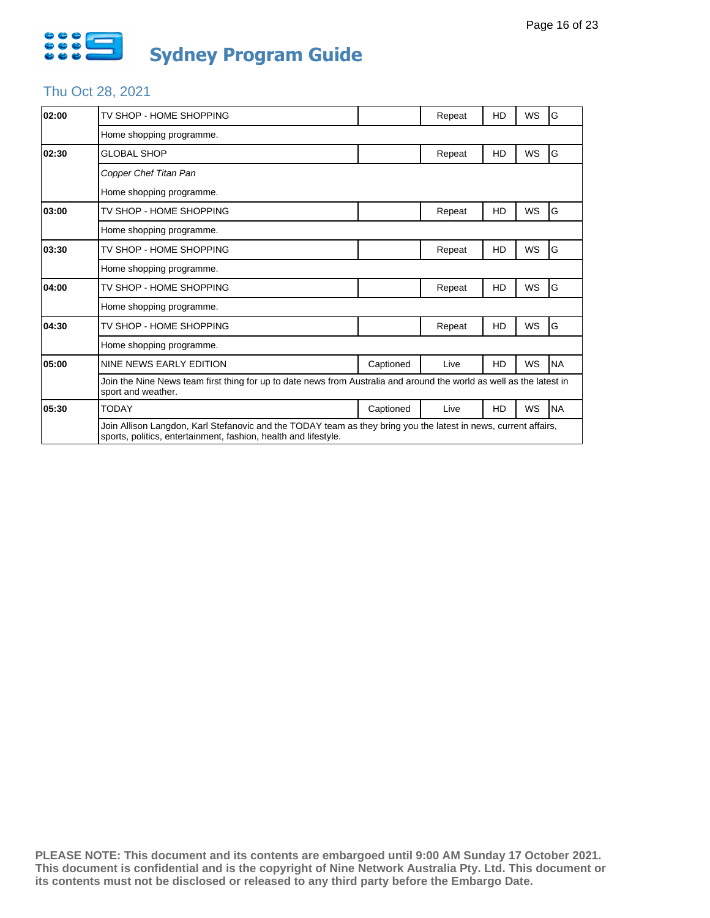# Sydney Program Guide

## Thu Oct 28, 2021

| Time | Program | Captioned | Status | HD | WS | Rating |
|---|---|---|---|---|---|---|
| **02:00** | TV SHOP - HOME SHOPPING | | Repeat | HD | WS | G |
| | Home shopping programme. | | | | | |
| **02:30** | GLOBAL SHOP | | Repeat | HD | WS | G |
| | *Copper Chef Titan Pan* | | | | | |
| | Home shopping programme. | | | | | |
| **03:00** | TV SHOP - HOME SHOPPING | | Repeat | HD | WS | G |
| | Home shopping programme. | | | | | |
| **03:30** | TV SHOP - HOME SHOPPING | | Repeat | HD | WS | G |
| | Home shopping programme. | | | | | |
| **04:00** | TV SHOP - HOME SHOPPING | | Repeat | HD | WS | G |
| | Home shopping programme. | | | | | |
| **04:30** | TV SHOP - HOME SHOPPING | | Repeat | HD | WS | G |
| | Home shopping programme. | | | | | |
| **05:00** | NINE NEWS EARLY EDITION | Captioned | Live | HD | WS | NA |
| | Join the Nine News team first thing for up to date news from Australia and around the world as well as the latest in sport and weather. | | | | | |
| **05:30** | TODAY | Captioned | Live | HD | WS | NA |
| | Join Allison Langdon, Karl Stefanovic and the TODAY team as they bring you the latest in news, current affairs, sports, politics, entertainment, fashion, health and lifestyle. | | | | | |

**PLEASE NOTE: This document and its contents are embargoed until 9:00 AM Sunday 17 October 2021. This document is confidential and is the copyright of Nine Network Australia Pty. Ltd. This document or its contents must not be disclosed or released to any third party before the Embargo Date.**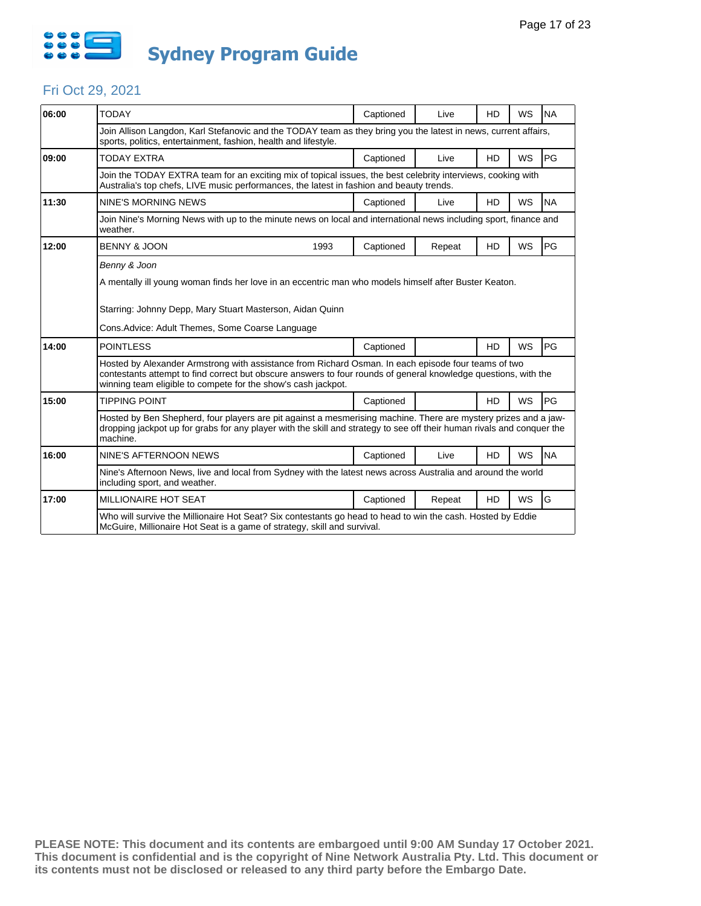# Sydney Program Guide

## Fri Oct 29, 2021

| Time | Program | Year | Captioned | Live/Repeat | HD | WS | Rating |
|---|---|---|---|---|---|---|---|
| 06:00 | TODAY | | Captioned | Live | HD | WS | NA |
| | Join Allison Langdon, Karl Stefanovic and the TODAY team as they bring you the latest in news, current affairs, sports, politics, entertainment, fashion, health and lifestyle. | | | | | | |
| 09:00 | TODAY EXTRA | | Captioned | Live | HD | WS | PG |
| | Join the TODAY EXTRA team for an exciting mix of topical issues, the best celebrity interviews, cooking with Australia's top chefs, LIVE music performances, the latest in fashion and beauty trends. | | | | | | |
| 11:30 | NINE'S MORNING NEWS | | Captioned | Live | HD | WS | NA |
| | Join Nine's Morning News with up to the minute news on local and international news including sport, finance and weather. | | | | | | |
| 12:00 | BENNY & JOON | 1993 | Captioned | Repeat | HD | WS | PG |
| | *Benny & Joon*<br><br>A mentally ill young woman finds her love in an eccentric man who models himself after Buster Keaton.<br><br>Starring: Johnny Depp, Mary Stuart Masterson, Aidan Quinn<br><br>Cons.Advice: Adult Themes, Some Coarse Language | | | | | | |
| 14:00 | POINTLESS | | Captioned | | HD | WS | PG |
| | Hosted by Alexander Armstrong with assistance from Richard Osman. In each episode four teams of two contestants attempt to find correct but obscure answers to four rounds of general knowledge questions, with the winning team eligible to compete for the show's cash jackpot. | | | | | | |
| 15:00 | TIPPING POINT | | Captioned | | HD | WS | PG |
| | Hosted by Ben Shepherd, four players are pit against a mesmerising machine. There are mystery prizes and a jaw-dropping jackpot up for grabs for any player with the skill and strategy to see off their human rivals and conquer the machine. | | | | | | |
| 16:00 | NINE'S AFTERNOON NEWS | | Captioned | Live | HD | WS | NA |
| | Nine's Afternoon News, live and local from Sydney with the latest news across Australia and around the world including sport, and weather. | | | | | | |
| 17:00 | MILLIONAIRE HOT SEAT | | Captioned | Repeat | HD | WS | G |
| | Who will survive the Millionaire Hot Seat? Six contestants go head to head to win the cash. Hosted by Eddie McGuire, Millionaire Hot Seat is a game of strategy, skill and survival. | | | | | | |

**PLEASE NOTE: This document and its contents are embargoed until 9:00 AM Sunday 17 October 2021. This document is confidential and is the copyright of Nine Network Australia Pty. Ltd. This document or its contents must not be disclosed or released to any third party before the Embargo Date.**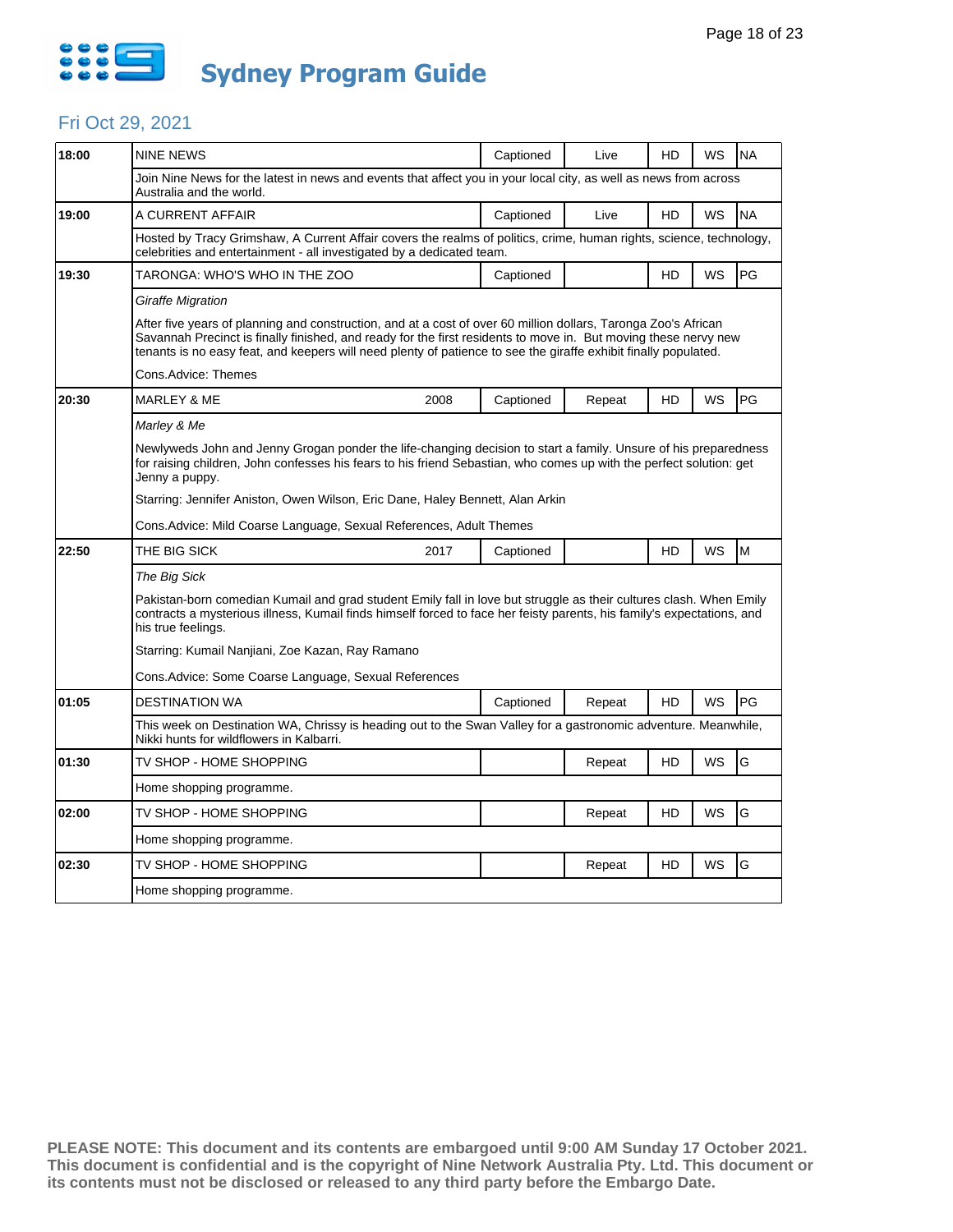# Sydney Program Guide

## Fri Oct 29, 2021

| Time | Program | Year | Captioned | Status | HD | WS | Rating |
|---|---|---|---|---|---|---|---|
| 18:00 | NINE NEWS | | Captioned | Live | HD | WS | NA |
| | Join Nine News for the latest in news and events that affect you in your local city, as well as news from across Australia and the world. | | | | | | |
| 19:00 | A CURRENT AFFAIR | | Captioned | Live | HD | WS | NA |
| | Hosted by Tracy Grimshaw, A Current Affair covers the realms of politics, crime, human rights, science, technology, celebrities and entertainment - all investigated by a dedicated team. | | | | | | |
| 19:30 | TARONGA: WHO'S WHO IN THE ZOO | | Captioned | | HD | WS | PG |
| | *Giraffe Migration*<br><br>After five years of planning and construction, and at a cost of over 60 million dollars, Taronga Zoo's African Savannah Precinct is finally finished, and ready for the first residents to move in. But moving these nervy new tenants is no easy feat, and keepers will need plenty of patience to see the giraffe exhibit finally populated.<br><br>Cons.Advice: Themes | | | | | | |
| 20:30 | MARLEY & ME | 2008 | Captioned | Repeat | HD | WS | PG |
| | *Marley & Me*<br><br>Newlyweds John and Jenny Grogan ponder the life-changing decision to start a family. Unsure of his preparedness for raising children, John confesses his fears to his friend Sebastian, who comes up with the perfect solution: get Jenny a puppy.<br><br>Starring: Jennifer Aniston, Owen Wilson, Eric Dane, Haley Bennett, Alan Arkin<br><br>Cons.Advice: Mild Coarse Language, Sexual References, Adult Themes | | | | | | |
| 22:50 | THE BIG SICK | 2017 | Captioned | | HD | WS | M |
| | *The Big Sick*<br><br>Pakistan-born comedian Kumail and grad student Emily fall in love but struggle as their cultures clash. When Emily contracts a mysterious illness, Kumail finds himself forced to face her feisty parents, his family's expectations, and his true feelings.<br><br>Starring: Kumail Nanjiani, Zoe Kazan, Ray Ramano<br><br>Cons.Advice: Some Coarse Language, Sexual References | | | | | | |
| 01:05 | DESTINATION WA | | Captioned | Repeat | HD | WS | PG |
| | This week on Destination WA, Chrissy is heading out to the Swan Valley for a gastronomic adventure. Meanwhile, Nikki hunts for wildflowers in Kalbarri. | | | | | | |
| 01:30 | TV SHOP - HOME SHOPPING | | | Repeat | HD | WS | G |
| | Home shopping programme. | | | | | | |
| 02:00 | TV SHOP - HOME SHOPPING | | | Repeat | HD | WS | G |
| | Home shopping programme. | | | | | | |
| 02:30 | TV SHOP - HOME SHOPPING | | | Repeat | HD | WS | G |
| | Home shopping programme. | | | | | | |

**PLEASE NOTE: This document and its contents are embargoed until 9:00 AM Sunday 17 October 2021. This document is confidential and is the copyright of Nine Network Australia Pty. Ltd. This document or its contents must not be disclosed or released to any third party before the Embargo Date.**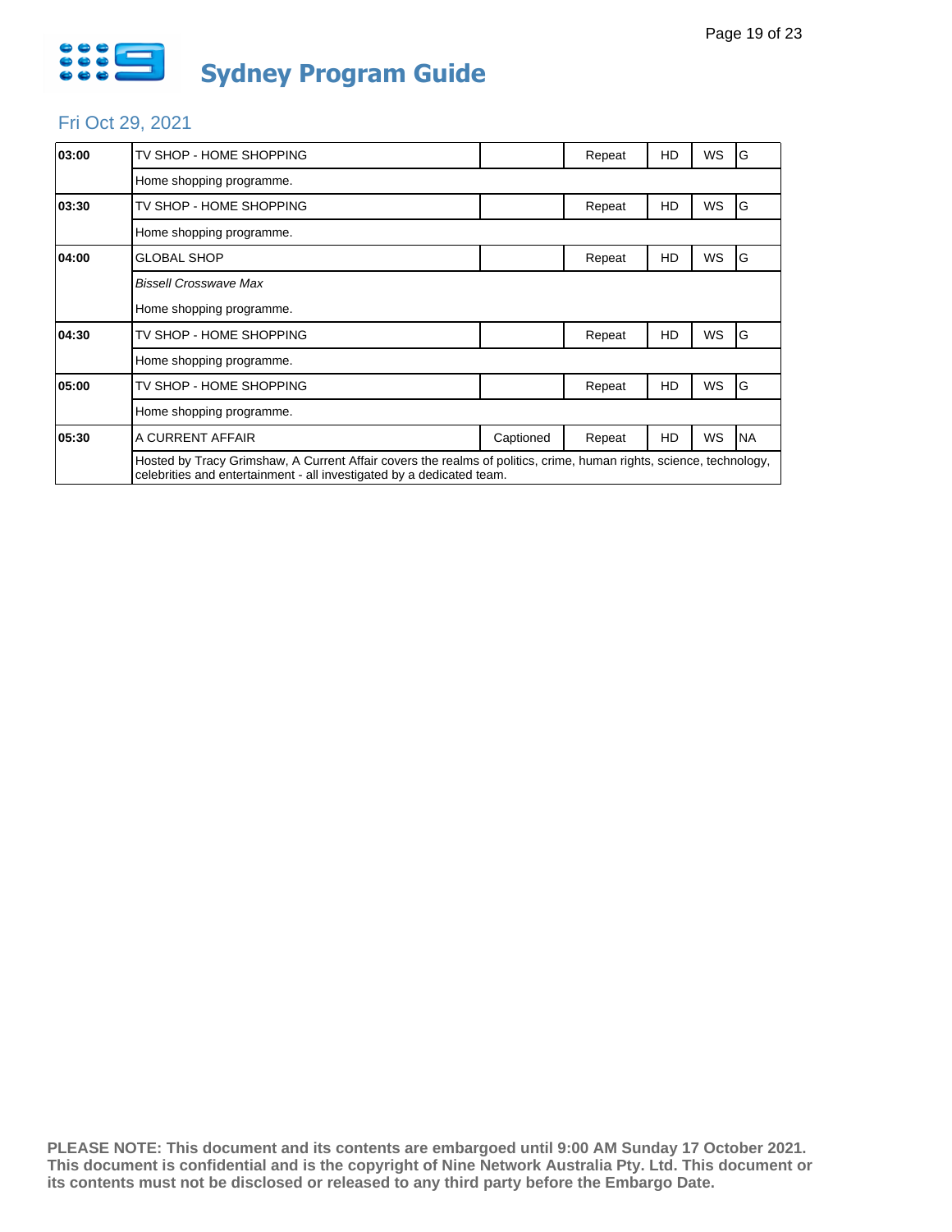# Sydney Program Guide

## Fri Oct 29, 2021

| Time | Program | Captioned | Repeat | HD | WS | Rating |
|---|---|---|---|---|---|---|
| 03:00 | TV SHOP - HOME SHOPPING | | Repeat | HD | WS | G |
| | Home shopping programme. | | | | | |
| 03:30 | TV SHOP - HOME SHOPPING | | Repeat | HD | WS | G |
| | Home shopping programme. | | | | | |
| 04:00 | GLOBAL SHOP | | Repeat | HD | WS | G |
| | *Bissell Crosswave Max* | | | | | |
| | Home shopping programme. | | | | | |
| 04:30 | TV SHOP - HOME SHOPPING | | Repeat | HD | WS | G |
| | Home shopping programme. | | | | | |
| 05:00 | TV SHOP - HOME SHOPPING | | Repeat | HD | WS | G |
| | Home shopping programme. | | | | | |
| 05:30 | A CURRENT AFFAIR | Captioned | Repeat | HD | WS | NA |
| | Hosted by Tracy Grimshaw, A Current Affair covers the realms of politics, crime, human rights, science, technology, celebrities and entertainment - all investigated by a dedicated team. | | | | | |

**PLEASE NOTE: This document and its contents are embargoed until 9:00 AM Sunday 17 October 2021. This document is confidential and is the copyright of Nine Network Australia Pty. Ltd. This document or its contents must not be disclosed or released to any third party before the Embargo Date.**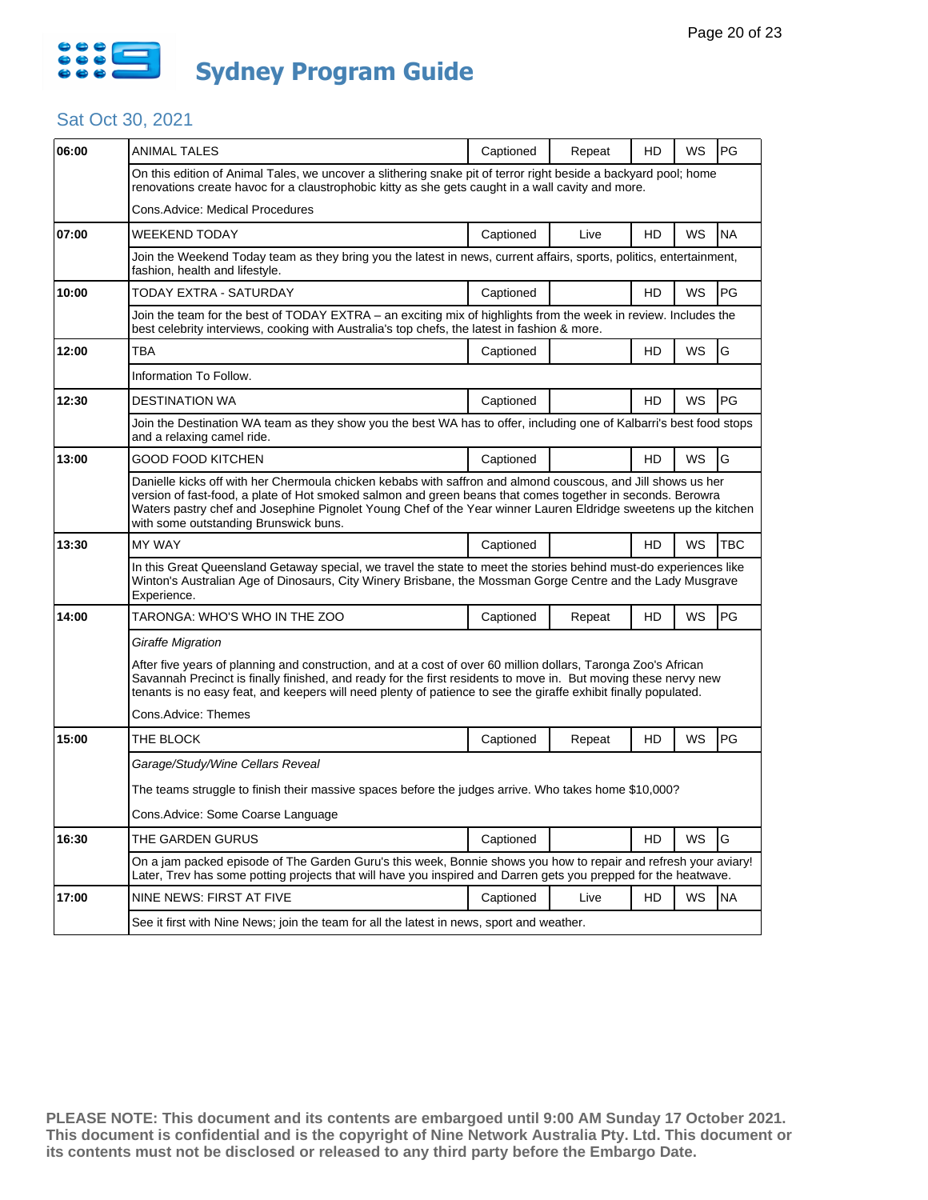# Sydney Program Guide

## Sat Oct 30, 2021

| Time | Program | Captioned | Status | HD | WS | Rating |
|---|---|---|---|---|---|---|
| 06:00 | ANIMAL TALES | Captioned | Repeat | HD | WS | PG |
| | On this edition of Animal Tales, we uncover a slithering snake pit of terror right beside a backyard pool; home renovations create havoc for a claustrophobic kitty as she gets caught in a wall cavity and more.<br><br>Cons.Advice: Medical Procedures | | | | | |
| 07:00 | WEEKEND TODAY | Captioned | Live | HD | WS | NA |
| | Join the Weekend Today team as they bring you the latest in news, current affairs, sports, politics, entertainment, fashion, health and lifestyle. | | | | | |
| 10:00 | TODAY EXTRA - SATURDAY | Captioned | | HD | WS | PG |
| | Join the team for the best of TODAY EXTRA – an exciting mix of highlights from the week in review. Includes the best celebrity interviews, cooking with Australia's top chefs, the latest in fashion & more. | | | | | |
| 12:00 | TBA | Captioned | | HD | WS | G |
| | Information To Follow. | | | | | |
| 12:30 | DESTINATION WA | Captioned | | HD | WS | PG |
| | Join the Destination WA team as they show you the best WA has to offer, including one of Kalbarri's best food stops and a relaxing camel ride. | | | | | |
| 13:00 | GOOD FOOD KITCHEN | Captioned | | HD | WS | G |
| | Danielle kicks off with her Chermoula chicken kebabs with saffron and almond couscous, and Jill shows us her version of fast-food, a plate of Hot smoked salmon and green beans that comes together in seconds. Berowra Waters pastry chef and Josephine Pignolet Young Chef of the Year winner Lauren Eldridge sweetens up the kitchen with some outstanding Brunswick buns. | | | | | |
| 13:30 | MY WAY | Captioned | | HD | WS | TBC |
| | In this Great Queensland Getaway special, we travel the state to meet the stories behind must-do experiences like Winton's Australian Age of Dinosaurs, City Winery Brisbane, the Mossman Gorge Centre and the Lady Musgrave Experience. | | | | | |
| 14:00 | TARONGA: WHO'S WHO IN THE ZOO | Captioned | Repeat | HD | WS | PG |
| | *Giraffe Migration*<br><br>After five years of planning and construction, and at a cost of over 60 million dollars, Taronga Zoo's African Savannah Precinct is finally finished, and ready for the first residents to move in. But moving these nervy new tenants is no easy feat, and keepers will need plenty of patience to see the giraffe exhibit finally populated.<br><br>Cons.Advice: Themes | | | | | |
| 15:00 | THE BLOCK | Captioned | Repeat | HD | WS | PG |
| | *Garage/Study/Wine Cellars Reveal*<br><br>The teams struggle to finish their massive spaces before the judges arrive. Who takes home $10,000?<br><br>Cons.Advice: Some Coarse Language | | | | | |
| 16:30 | THE GARDEN GURUS | Captioned | | HD | WS | G |
| | On a jam packed episode of The Garden Guru's this week, Bonnie shows you how to repair and refresh your aviary! Later, Trev has some potting projects that will have you inspired and Darren gets you prepped for the heatwave. | | | | | |
| 17:00 | NINE NEWS: FIRST AT FIVE | Captioned | Live | HD | WS | NA |
| | See it first with Nine News; join the team for all the latest in news, sport and weather. | | | | | |

**PLEASE NOTE: This document and its contents are embargoed until 9:00 AM Sunday 17 October 2021. This document is confidential and is the copyright of Nine Network Australia Pty. Ltd. This document or its contents must not be disclosed or released to any third party before the Embargo Date.**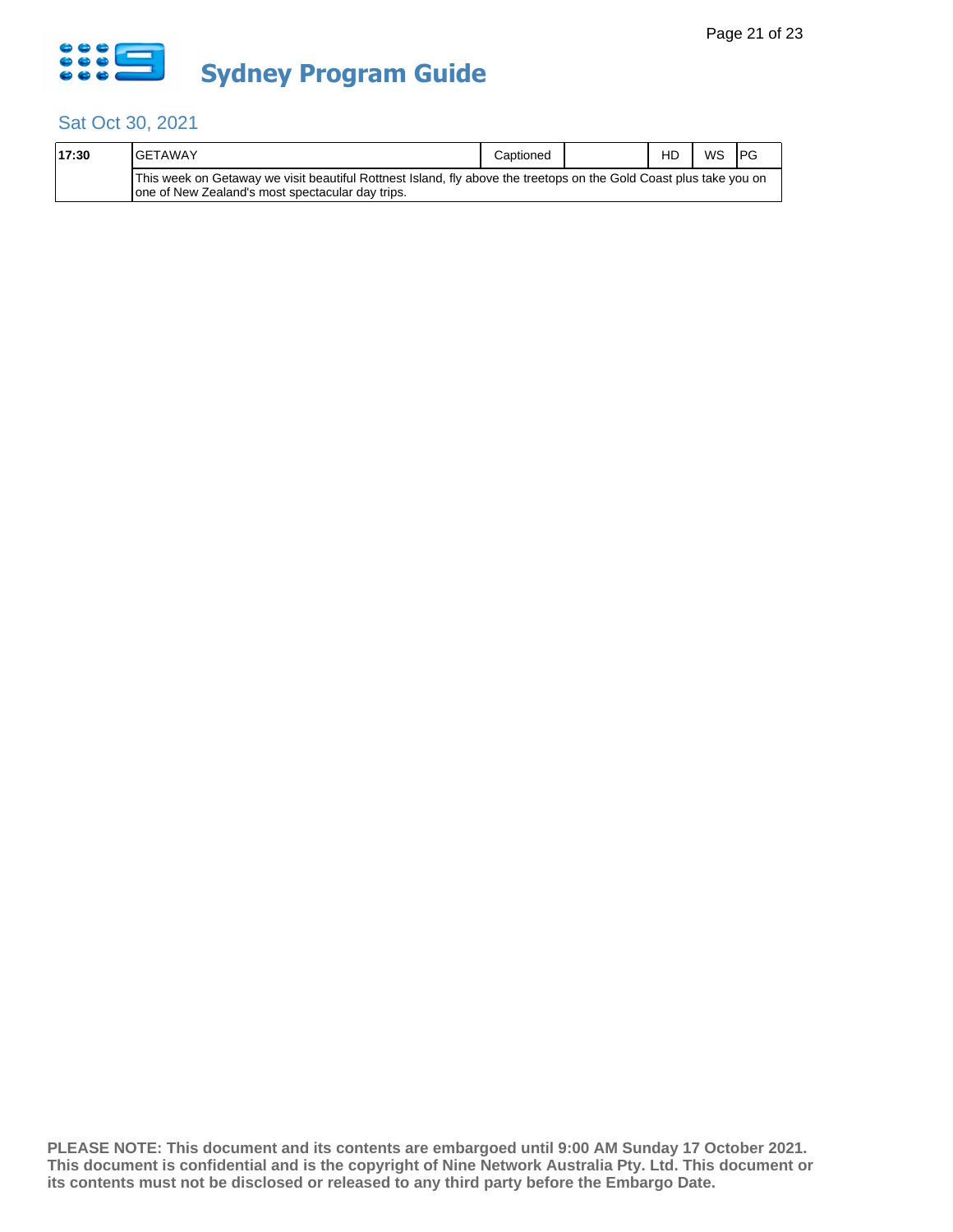# Sydney Program Guide

## Sat Oct 30, 2021

| | | | | | | |
|---|---|---|---|---|---|---|
| **17:30** | GETAWAY | Captioned | | HD | WS | PG |
| | This week on Getaway we visit beautiful Rottnest Island, fly above the treetops on the Gold Coast plus take you on one of New Zealand's most spectacular day trips. | | | | | |

**PLEASE NOTE: This document and its contents are embargoed until 9:00 AM Sunday 17 October 2021. This document is confidential and is the copyright of Nine Network Australia Pty. Ltd. This document or its contents must not be disclosed or released to any third party before the Embargo Date.**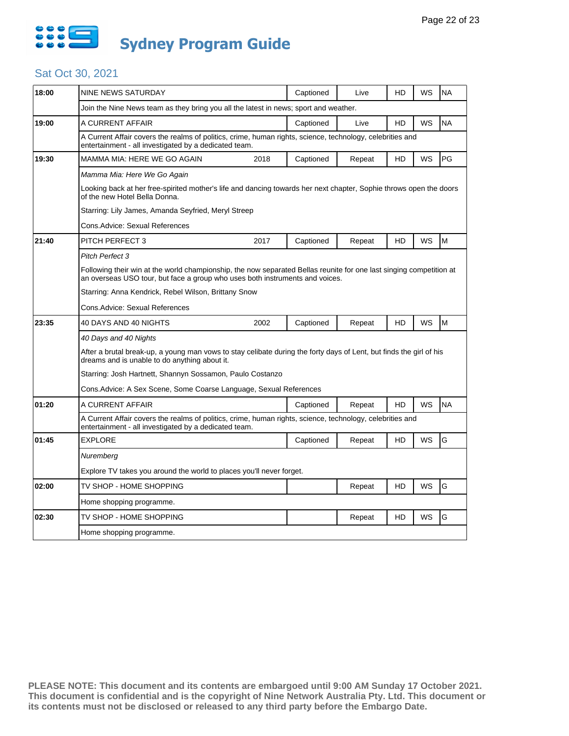# Sydney Program Guide

## Sat Oct 30, 2021

| Time | Program | Year | Captioned | Live/Repeat | HD | WS | Rating |
|---|---|---|---|---|---|---|---|
| 18:00 | NINE NEWS SATURDAY | | Captioned | Live | HD | WS | NA |
| | Join the Nine News team as they bring you all the latest in news; sport and weather. | | | | | | |
| 19:00 | A CURRENT AFFAIR | | Captioned | Live | HD | WS | NA |
| | A Current Affair covers the realms of politics, crime, human rights, science, technology, celebrities and entertainment - all investigated by a dedicated team. | | | | | | |
| 19:30 | MAMMA MIA: HERE WE GO AGAIN | 2018 | Captioned | Repeat | HD | WS | PG |
| | *Mamma Mia: Here We Go Again*<br><br>Looking back at her free-spirited mother's life and dancing towards her next chapter, Sophie throws open the doors of the new Hotel Bella Donna.<br><br>Starring: Lily James, Amanda Seyfried, Meryl Streep<br><br>Cons.Advice: Sexual References | | | | | | |
| 21:40 | PITCH PERFECT 3 | 2017 | Captioned | Repeat | HD | WS | M |
| | *Pitch Perfect 3*<br><br>Following their win at the world championship, the now separated Bellas reunite for one last singing competition at an overseas USO tour, but face a group who uses both instruments and voices.<br><br>Starring: Anna Kendrick, Rebel Wilson, Brittany Snow<br><br>Cons.Advice: Sexual References | | | | | | |
| 23:35 | 40 DAYS AND 40 NIGHTS | 2002 | Captioned | Repeat | HD | WS | M |
| | *40 Days and 40 Nights*<br><br>After a brutal break-up, a young man vows to stay celibate during the forty days of Lent, but finds the girl of his dreams and is unable to do anything about it.<br><br>Starring: Josh Hartnett, Shannyn Sossamon, Paulo Costanzo<br><br>Cons.Advice: A Sex Scene, Some Coarse Language, Sexual References | | | | | | |
| 01:20 | A CURRENT AFFAIR | | Captioned | Repeat | HD | WS | NA |
| | A Current Affair covers the realms of politics, crime, human rights, science, technology, celebrities and entertainment - all investigated by a dedicated team. | | | | | | |
| 01:45 | EXPLORE | | Captioned | Repeat | HD | WS | G |
| | *Nuremberg*<br><br>Explore TV takes you around the world to places you'll never forget. | | | | | | |
| 02:00 | TV SHOP - HOME SHOPPING | | | Repeat | HD | WS | G |
| | Home shopping programme. | | | | | | |
| 02:30 | TV SHOP - HOME SHOPPING | | | Repeat | HD | WS | G |
| | Home shopping programme. | | | | | | |

**PLEASE NOTE: This document and its contents are embargoed until 9:00 AM Sunday 17 October 2021. This document is confidential and is the copyright of Nine Network Australia Pty. Ltd. This document or its contents must not be disclosed or released to any third party before the Embargo Date.**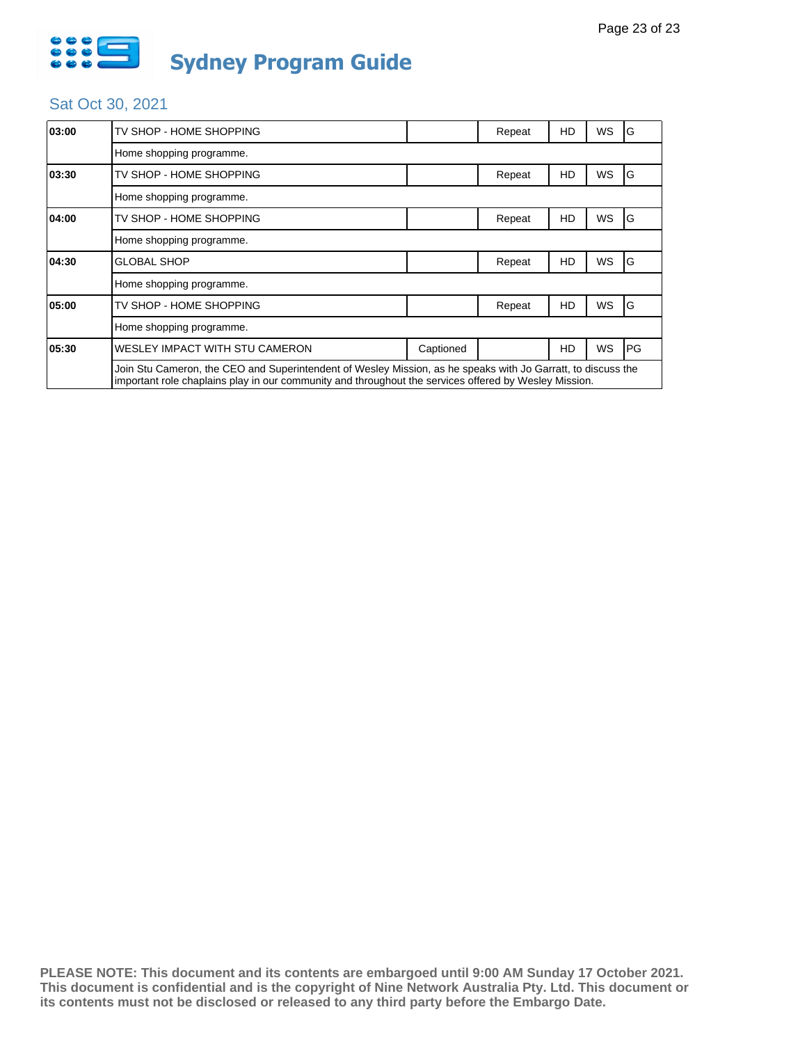# Sydney Program Guide

## Sat Oct 30, 2021

| | | | | | | |
|---|---|---|---|---|---|---|
| **03:00** | TV SHOP - HOME SHOPPING | | Repeat | HD | WS | G |
| | Home shopping programme. | | | | | |
| **03:30** | TV SHOP - HOME SHOPPING | | Repeat | HD | WS | G |
| | Home shopping programme. | | | | | |
| **04:00** | TV SHOP - HOME SHOPPING | | Repeat | HD | WS | G |
| | Home shopping programme. | | | | | |
| **04:30** | GLOBAL SHOP | | Repeat | HD | WS | G |
| | Home shopping programme. | | | | | |
| **05:00** | TV SHOP - HOME SHOPPING | | Repeat | HD | WS | G |
| | Home shopping programme. | | | | | |
| **05:30** | WESLEY IMPACT WITH STU CAMERON | Captioned | | HD | WS | PG |
| | Join Stu Cameron, the CEO and Superintendent of Wesley Mission, as he speaks with Jo Garratt, to discuss the important role chaplains play in our community and throughout the services offered by Wesley Mission. | | | | | |

**PLEASE NOTE: This document and its contents are embargoed until 9:00 AM Sunday 17 October 2021. This document is confidential and is the copyright of Nine Network Australia Pty. Ltd. This document or its contents must not be disclosed or released to any third party before the Embargo Date.**